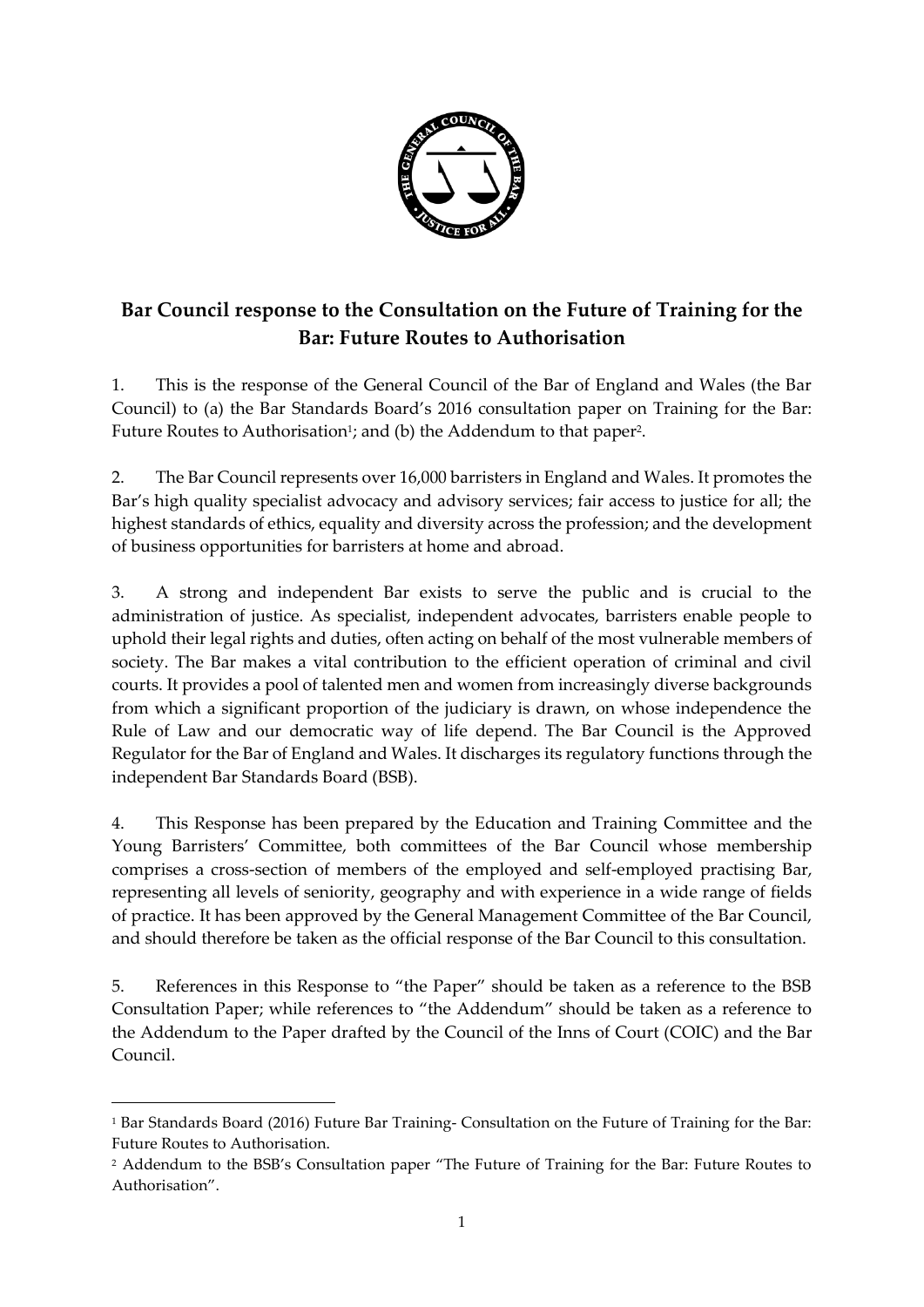## Bar Council response to the Consultation on the Future of Training for the Bar: Future Routes to Authorisation

1. This is the response of the General Council of the Bar of England and Wales (the Bar Council) to (a) the Bar Standards Board's 2016 consultation paper on Training for the Bar: Future Routes to Authorisation[1]; and (b) the Addendum to that paper[2].

2. The Bar Council represents over 16,000 barristers in England and Wales. It promotes the Bar's high quality specialist advocacy and advisory services; fair access to justice for all; the highest standards of ethics, equality and diversity across the profession; and the development of business opportunities for barristers at home and abroad.

3. A strong and independent Bar exists to serve the public and is crucial to the administration of justice. As specialist, independent advocates, barristers enable people to uphold their legal rights and duties, often acting on behalf of the most vulnerable members of society. The Bar makes a vital contribution to the efficient operation of criminal and civil courts. It provides a pool of talented men and women from increasingly diverse backgrounds from which a significant proportion of the judiciary is drawn, on whose independence the Rule of Law and our democratic way of life depend. The Bar Council is the Approved Regulator for the Bar of England and Wales. It discharges its regulatory functions through the independent Bar Standards Board (BSB).

4. This Response has been prepared by the Education and Training Committee and the Young Barristers' Committee, both committees of the Bar Council whose membership comprises a cross-section of members of the employed and self-employed practising Bar, representing all levels of seniority, geography and with experience in a wide range of fields of practice. It has been approved by the General Management Committee of the Bar Council, and should therefore be taken as the official response of the Bar Council to this consultation.

5. References in this Response to "the Paper" should be taken as a reference to the BSB Consultation Paper; while references to "the Addendum" should be taken as a reference to the Addendum to the Paper drafted by the Council of the Inns of Court (COIC) and the Bar Council.

---

[1] Bar Standards Board (2016) Future Bar Training- Consultation on the Future of Training for the Bar: Future Routes to Authorisation.

[2] Addendum to the BSB's Consultation paper "The Future of Training for the Bar: Future Routes to Authorisation".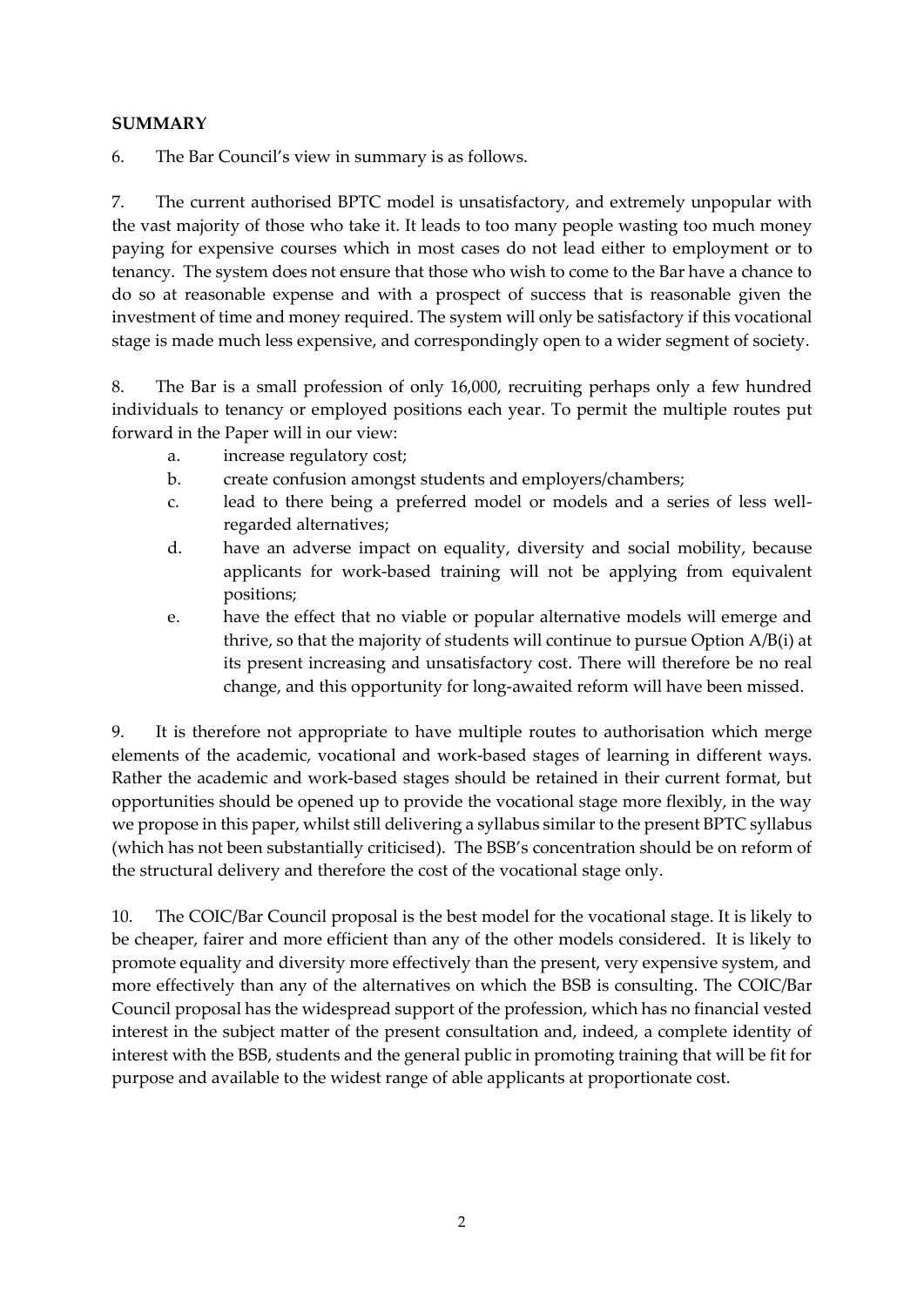## SUMMARY

6. The Bar Council's view in summary is as follows.

7. The current authorised BPTC model is unsatisfactory, and extremely unpopular with the vast majority of those who take it. It leads to too many people wasting too much money paying for expensive courses which in most cases do not lead either to employment or to tenancy. The system does not ensure that those who wish to come to the Bar have a chance to do so at reasonable expense and with a prospect of success that is reasonable given the investment of time and money required. The system will only be satisfactory if this vocational stage is made much less expensive, and correspondingly open to a wider segment of society.

8. The Bar is a small profession of only 16,000, recruiting perhaps only a few hundred individuals to tenancy or employed positions each year. To permit the multiple routes put forward in the Paper will in our view:

   a. increase regulatory cost;
   b. create confusion amongst students and employers/chambers;
   c. lead to there being a preferred model or models and a series of less well-regarded alternatives;
   d. have an adverse impact on equality, diversity and social mobility, because applicants for work-based training will not be applying from equivalent positions;
   e. have the effect that no viable or popular alternative models will emerge and thrive, so that the majority of students will continue to pursue Option A/B(i) at its present increasing and unsatisfactory cost. There will therefore be no real change, and this opportunity for long-awaited reform will have been missed.

9. It is therefore not appropriate to have multiple routes to authorisation which merge elements of the academic, vocational and work-based stages of learning in different ways. Rather the academic and work-based stages should be retained in their current format, but opportunities should be opened up to provide the vocational stage more flexibly, in the way we propose in this paper, whilst still delivering a syllabus similar to the present BPTC syllabus (which has not been substantially criticised). The BSB's concentration should be on reform of the structural delivery and therefore the cost of the vocational stage only.

10. The COIC/Bar Council proposal is the best model for the vocational stage. It is likely to be cheaper, fairer and more efficient than any of the other models considered. It is likely to promote equality and diversity more effectively than the present, very expensive system, and more effectively than any of the alternatives on which the BSB is consulting. The COIC/Bar Council proposal has the widespread support of the profession, which has no financial vested interest in the subject matter of the present consultation and, indeed, a complete identity of interest with the BSB, students and the general public in promoting training that will be fit for purpose and available to the widest range of able applicants at proportionate cost.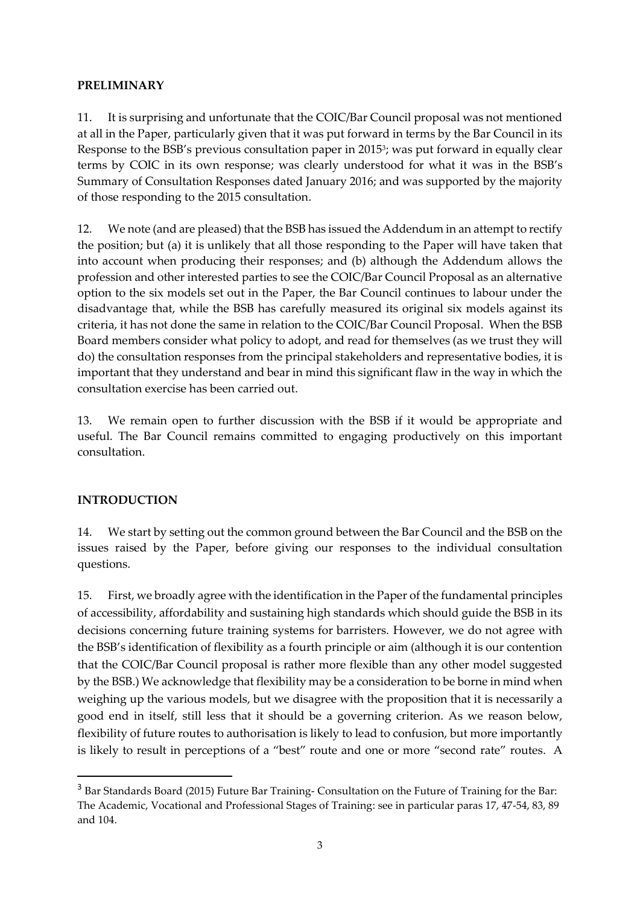**PRELIMINARY**

11. It is surprising and unfortunate that the COIC/Bar Council proposal was not mentioned at all in the Paper, particularly given that it was put forward in terms by the Bar Council in its Response to the BSB's previous consultation paper in 2015[3]; was put forward in equally clear terms by COIC in its own response; was clearly understood for what it was in the BSB's Summary of Consultation Responses dated January 2016; and was supported by the majority of those responding to the 2015 consultation.

12. We note (and are pleased) that the BSB has issued the Addendum in an attempt to rectify the position; but (a) it is unlikely that all those responding to the Paper will have taken that into account when producing their responses; and (b) although the Addendum allows the profession and other interested parties to see the COIC/Bar Council Proposal as an alternative option to the six models set out in the Paper, the Bar Council continues to labour under the disadvantage that, while the BSB has carefully measured its original six models against its criteria, it has not done the same in relation to the COIC/Bar Council Proposal. When the BSB Board members consider what policy to adopt, and read for themselves (as we trust they will do) the consultation responses from the principal stakeholders and representative bodies, it is important that they understand and bear in mind this significant flaw in the way in which the consultation exercise has been carried out.

13. We remain open to further discussion with the BSB if it would be appropriate and useful. The Bar Council remains committed to engaging productively on this important consultation.

**INTRODUCTION**

14. We start by setting out the common ground between the Bar Council and the BSB on the issues raised by the Paper, before giving our responses to the individual consultation questions.

15. First, we broadly agree with the identification in the Paper of the fundamental principles of accessibility, affordability and sustaining high standards which should guide the BSB in its decisions concerning future training systems for barristers. However, we do not agree with the BSB's identification of flexibility as a fourth principle or aim (although it is our contention that the COIC/Bar Council proposal is rather more flexible than any other model suggested by the BSB.) We acknowledge that flexibility may be a consideration to be borne in mind when weighing up the various models, but we disagree with the proposition that it is necessarily a good end in itself, still less that it should be a governing criterion. As we reason below, flexibility of future routes to authorisation is likely to lead to confusion, but more importantly is likely to result in perceptions of a "best" route and one or more "second rate" routes. A

[3] Bar Standards Board (2015) Future Bar Training- Consultation on the Future of Training for the Bar: The Academic, Vocational and Professional Stages of Training: see in particular paras 17, 47-54, 83, 89 and 104.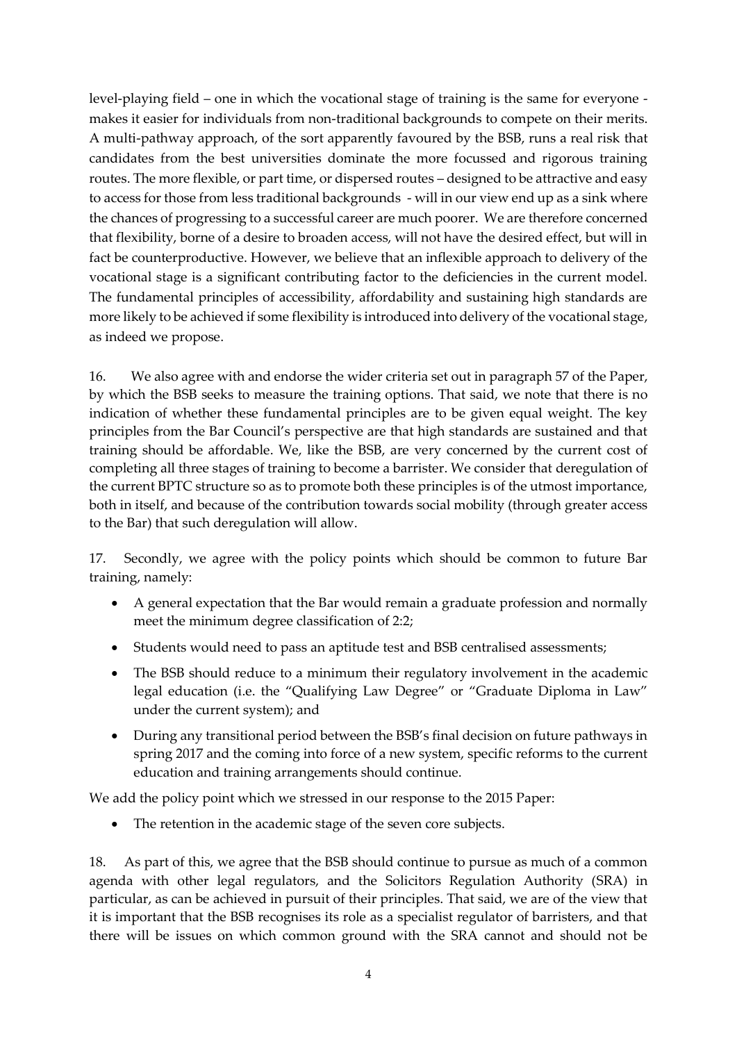level-playing field – one in which the vocational stage of training is the same for everyone - makes it easier for individuals from non-traditional backgrounds to compete on their merits. A multi-pathway approach, of the sort apparently favoured by the BSB, runs a real risk that candidates from the best universities dominate the more focussed and rigorous training routes. The more flexible, or part time, or dispersed routes – designed to be attractive and easy to access for those from less traditional backgrounds - will in our view end up as a sink where the chances of progressing to a successful career are much poorer. We are therefore concerned that flexibility, borne of a desire to broaden access, will not have the desired effect, but will in fact be counterproductive. However, we believe that an inflexible approach to delivery of the vocational stage is a significant contributing factor to the deficiencies in the current model. The fundamental principles of accessibility, affordability and sustaining high standards are more likely to be achieved if some flexibility is introduced into delivery of the vocational stage, as indeed we propose.

16. We also agree with and endorse the wider criteria set out in paragraph 57 of the Paper, by which the BSB seeks to measure the training options. That said, we note that there is no indication of whether these fundamental principles are to be given equal weight. The key principles from the Bar Council's perspective are that high standards are sustained and that training should be affordable. We, like the BSB, are very concerned by the current cost of completing all three stages of training to become a barrister. We consider that deregulation of the current BPTC structure so as to promote both these principles is of the utmost importance, both in itself, and because of the contribution towards social mobility (through greater access to the Bar) that such deregulation will allow.

17. Secondly, we agree with the policy points which should be common to future Bar training, namely:

- A general expectation that the Bar would remain a graduate profession and normally meet the minimum degree classification of 2:2;
- Students would need to pass an aptitude test and BSB centralised assessments;
- The BSB should reduce to a minimum their regulatory involvement in the academic legal education (i.e. the "Qualifying Law Degree" or "Graduate Diploma in Law" under the current system); and
- During any transitional period between the BSB's final decision on future pathways in spring 2017 and the coming into force of a new system, specific reforms to the current education and training arrangements should continue.

We add the policy point which we stressed in our response to the 2015 Paper:

- The retention in the academic stage of the seven core subjects.

18. As part of this, we agree that the BSB should continue to pursue as much of a common agenda with other legal regulators, and the Solicitors Regulation Authority (SRA) in particular, as can be achieved in pursuit of their principles. That said, we are of the view that it is important that the BSB recognises its role as a specialist regulator of barristers, and that there will be issues on which common ground with the SRA cannot and should not be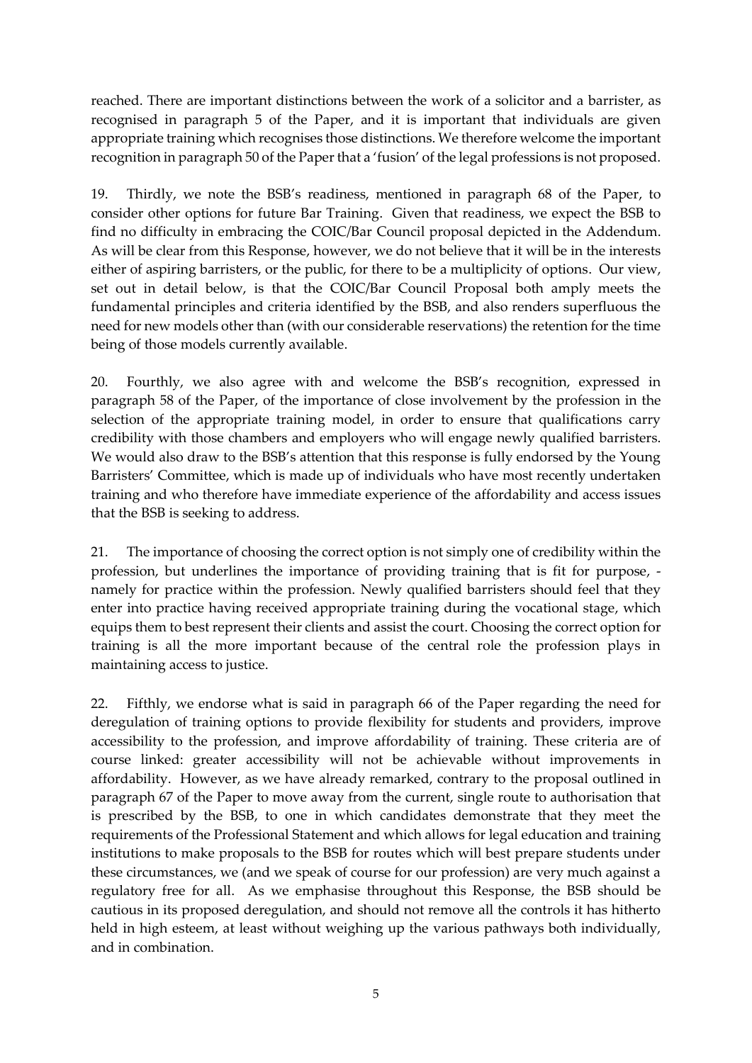reached. There are important distinctions between the work of a solicitor and a barrister, as recognised in paragraph 5 of the Paper, and it is important that individuals are given appropriate training which recognises those distinctions. We therefore welcome the important recognition in paragraph 50 of the Paper that a 'fusion' of the legal professions is not proposed.

19. Thirdly, we note the BSB's readiness, mentioned in paragraph 68 of the Paper, to consider other options for future Bar Training. Given that readiness, we expect the BSB to find no difficulty in embracing the COIC/Bar Council proposal depicted in the Addendum. As will be clear from this Response, however, we do not believe that it will be in the interests either of aspiring barristers, or the public, for there to be a multiplicity of options. Our view, set out in detail below, is that the COIC/Bar Council Proposal both amply meets the fundamental principles and criteria identified by the BSB, and also renders superfluous the need for new models other than (with our considerable reservations) the retention for the time being of those models currently available.

20. Fourthly, we also agree with and welcome the BSB's recognition, expressed in paragraph 58 of the Paper, of the importance of close involvement by the profession in the selection of the appropriate training model, in order to ensure that qualifications carry credibility with those chambers and employers who will engage newly qualified barristers. We would also draw to the BSB's attention that this response is fully endorsed by the Young Barristers' Committee, which is made up of individuals who have most recently undertaken training and who therefore have immediate experience of the affordability and access issues that the BSB is seeking to address.

21. The importance of choosing the correct option is not simply one of credibility within the profession, but underlines the importance of providing training that is fit for purpose, - namely for practice within the profession. Newly qualified barristers should feel that they enter into practice having received appropriate training during the vocational stage, which equips them to best represent their clients and assist the court. Choosing the correct option for training is all the more important because of the central role the profession plays in maintaining access to justice.

22. Fifthly, we endorse what is said in paragraph 66 of the Paper regarding the need for deregulation of training options to provide flexibility for students and providers, improve accessibility to the profession, and improve affordability of training. These criteria are of course linked: greater accessibility will not be achievable without improvements in affordability. However, as we have already remarked, contrary to the proposal outlined in paragraph 67 of the Paper to move away from the current, single route to authorisation that is prescribed by the BSB, to one in which candidates demonstrate that they meet the requirements of the Professional Statement and which allows for legal education and training institutions to make proposals to the BSB for routes which will best prepare students under these circumstances, we (and we speak of course for our profession) are very much against a regulatory free for all. As we emphasise throughout this Response, the BSB should be cautious in its proposed deregulation, and should not remove all the controls it has hitherto held in high esteem, at least without weighing up the various pathways both individually, and in combination.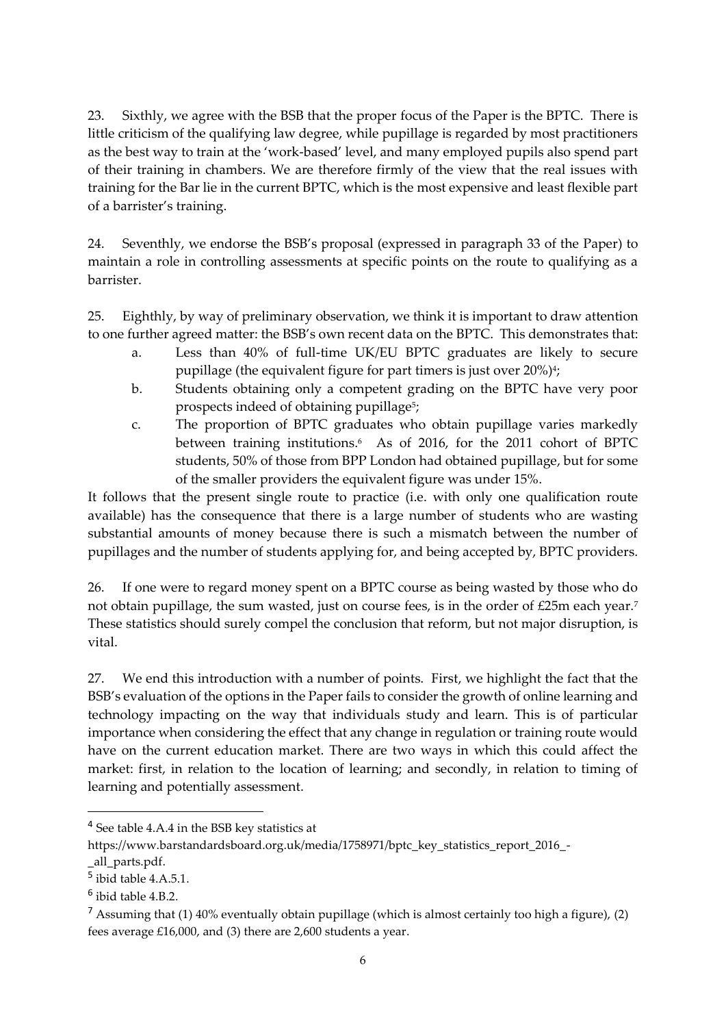23. Sixthly, we agree with the BSB that the proper focus of the Paper is the BPTC. There is little criticism of the qualifying law degree, while pupillage is regarded by most practitioners as the best way to train at the 'work-based' level, and many employed pupils also spend part of their training in chambers. We are therefore firmly of the view that the real issues with training for the Bar lie in the current BPTC, which is the most expensive and least flexible part of a barrister's training.

24. Seventhly, we endorse the BSB's proposal (expressed in paragraph 33 of the Paper) to maintain a role in controlling assessments at specific points on the route to qualifying as a barrister.

25. Eighthly, by way of preliminary observation, we think it is important to draw attention to one further agreed matter: the BSB's own recent data on the BPTC. This demonstrates that:

  a. Less than 40% of full-time UK/EU BPTC graduates are likely to secure pupillage (the equivalent figure for part timers is just over 20%)[4];
  b. Students obtaining only a competent grading on the BPTC have very poor prospects indeed of obtaining pupillage[5];
  c. The proportion of BPTC graduates who obtain pupillage varies markedly between training institutions.[6] As of 2016, for the 2011 cohort of BPTC students, 50% of those from BPP London had obtained pupillage, but for some of the smaller providers the equivalent figure was under 15%.

It follows that the present single route to practice (i.e. with only one qualification route available) has the consequence that there is a large number of students who are wasting substantial amounts of money because there is such a mismatch between the number of pupillages and the number of students applying for, and being accepted by, BPTC providers.

26. If one were to regard money spent on a BPTC course as being wasted by those who do not obtain pupillage, the sum wasted, just on course fees, is in the order of £25m each year.[7] These statistics should surely compel the conclusion that reform, but not major disruption, is vital.

27. We end this introduction with a number of points. First, we highlight the fact that the BSB's evaluation of the options in the Paper fails to consider the growth of online learning and technology impacting on the way that individuals study and learn. This is of particular importance when considering the effect that any change in regulation or training route would have on the current education market. There are two ways in which this could affect the market: first, in relation to the location of learning; and secondly, in relation to timing of learning and potentially assessment.

---

[4] See table 4.A.4 in the BSB key statistics at https://www.barstandardsboard.org.uk/media/1758971/bptc_key_statistics_report_2016_-_all_parts.pdf.

[5] ibid table 4.A.5.1.

[6] ibid table 4.B.2.

[7] Assuming that (1) 40% eventually obtain pupillage (which is almost certainly too high a figure), (2) fees average £16,000, and (3) there are 2,600 students a year.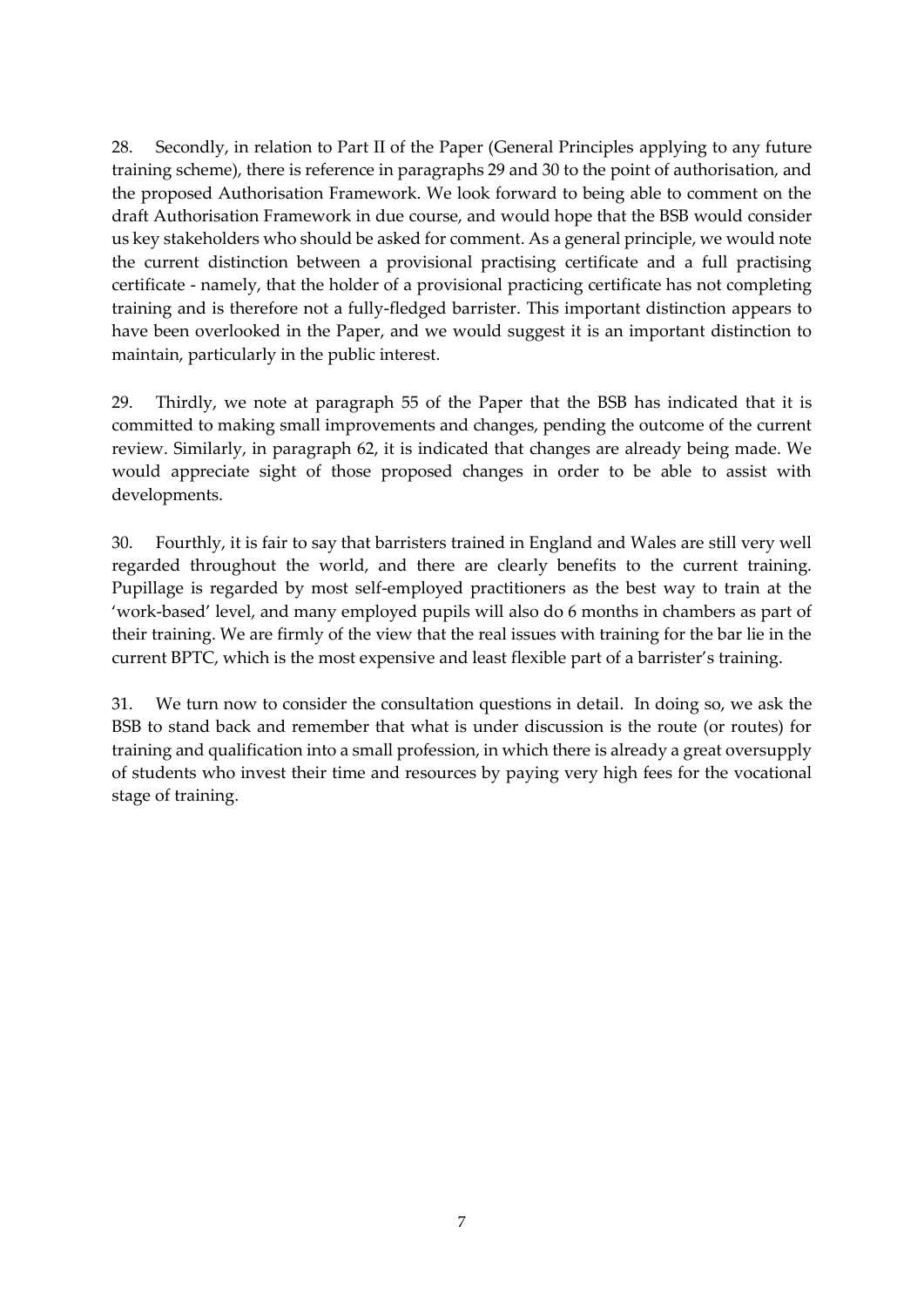28. Secondly, in relation to Part II of the Paper (General Principles applying to any future training scheme), there is reference in paragraphs 29 and 30 to the point of authorisation, and the proposed Authorisation Framework. We look forward to being able to comment on the draft Authorisation Framework in due course, and would hope that the BSB would consider us key stakeholders who should be asked for comment. As a general principle, we would note the current distinction between a provisional practising certificate and a full practising certificate - namely, that the holder of a provisional practicing certificate has not completing training and is therefore not a fully-fledged barrister. This important distinction appears to have been overlooked in the Paper, and we would suggest it is an important distinction to maintain, particularly in the public interest.

29. Thirdly, we note at paragraph 55 of the Paper that the BSB has indicated that it is committed to making small improvements and changes, pending the outcome of the current review. Similarly, in paragraph 62, it is indicated that changes are already being made. We would appreciate sight of those proposed changes in order to be able to assist with developments.

30. Fourthly, it is fair to say that barristers trained in England and Wales are still very well regarded throughout the world, and there are clearly benefits to the current training. Pupillage is regarded by most self-employed practitioners as the best way to train at the 'work-based' level, and many employed pupils will also do 6 months in chambers as part of their training. We are firmly of the view that the real issues with training for the bar lie in the current BPTC, which is the most expensive and least flexible part of a barrister's training.

31. We turn now to consider the consultation questions in detail. In doing so, we ask the BSB to stand back and remember that what is under discussion is the route (or routes) for training and qualification into a small profession, in which there is already a great oversupply of students who invest their time and resources by paying very high fees for the vocational stage of training.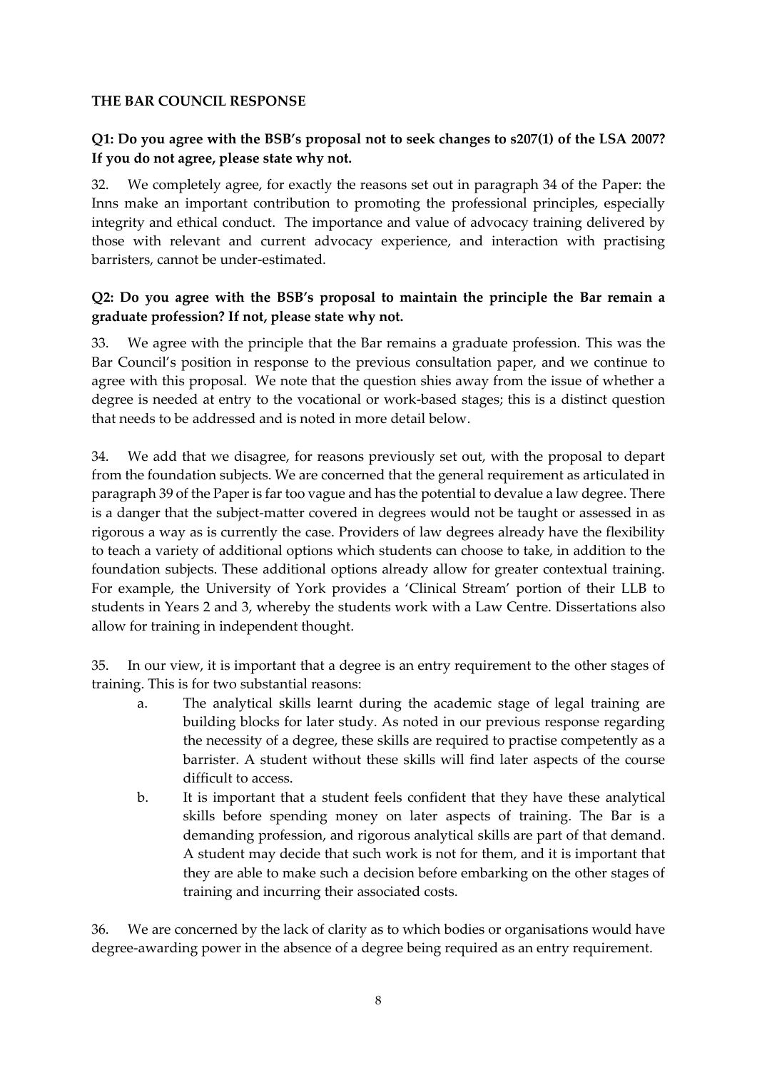**THE BAR COUNCIL RESPONSE**

**Q1: Do you agree with the BSB's proposal not to seek changes to s207(1) of the LSA 2007? If you do not agree, please state why not.**

32. We completely agree, for exactly the reasons set out in paragraph 34 of the Paper: the Inns make an important contribution to promoting the professional principles, especially integrity and ethical conduct. The importance and value of advocacy training delivered by those with relevant and current advocacy experience, and interaction with practising barristers, cannot be under-estimated.

**Q2: Do you agree with the BSB's proposal to maintain the principle the Bar remain a graduate profession? If not, please state why not.**

33. We agree with the principle that the Bar remains a graduate profession. This was the Bar Council's position in response to the previous consultation paper, and we continue to agree with this proposal. We note that the question shies away from the issue of whether a degree is needed at entry to the vocational or work-based stages; this is a distinct question that needs to be addressed and is noted in more detail below.

34. We add that we disagree, for reasons previously set out, with the proposal to depart from the foundation subjects. We are concerned that the general requirement as articulated in paragraph 39 of the Paper is far too vague and has the potential to devalue a law degree. There is a danger that the subject-matter covered in degrees would not be taught or assessed in as rigorous a way as is currently the case. Providers of law degrees already have the flexibility to teach a variety of additional options which students can choose to take, in addition to the foundation subjects. These additional options already allow for greater contextual training. For example, the University of York provides a 'Clinical Stream' portion of their LLB to students in Years 2 and 3, whereby the students work with a Law Centre. Dissertations also allow for training in independent thought.

35. In our view, it is important that a degree is an entry requirement to the other stages of training. This is for two substantial reasons:

a. The analytical skills learnt during the academic stage of legal training are building blocks for later study. As noted in our previous response regarding the necessity of a degree, these skills are required to practise competently as a barrister. A student without these skills will find later aspects of the course difficult to access.

b. It is important that a student feels confident that they have these analytical skills before spending money on later aspects of training. The Bar is a demanding profession, and rigorous analytical skills are part of that demand. A student may decide that such work is not for them, and it is important that they are able to make such a decision before embarking on the other stages of training and incurring their associated costs.

36. We are concerned by the lack of clarity as to which bodies or organisations would have degree-awarding power in the absence of a degree being required as an entry requirement.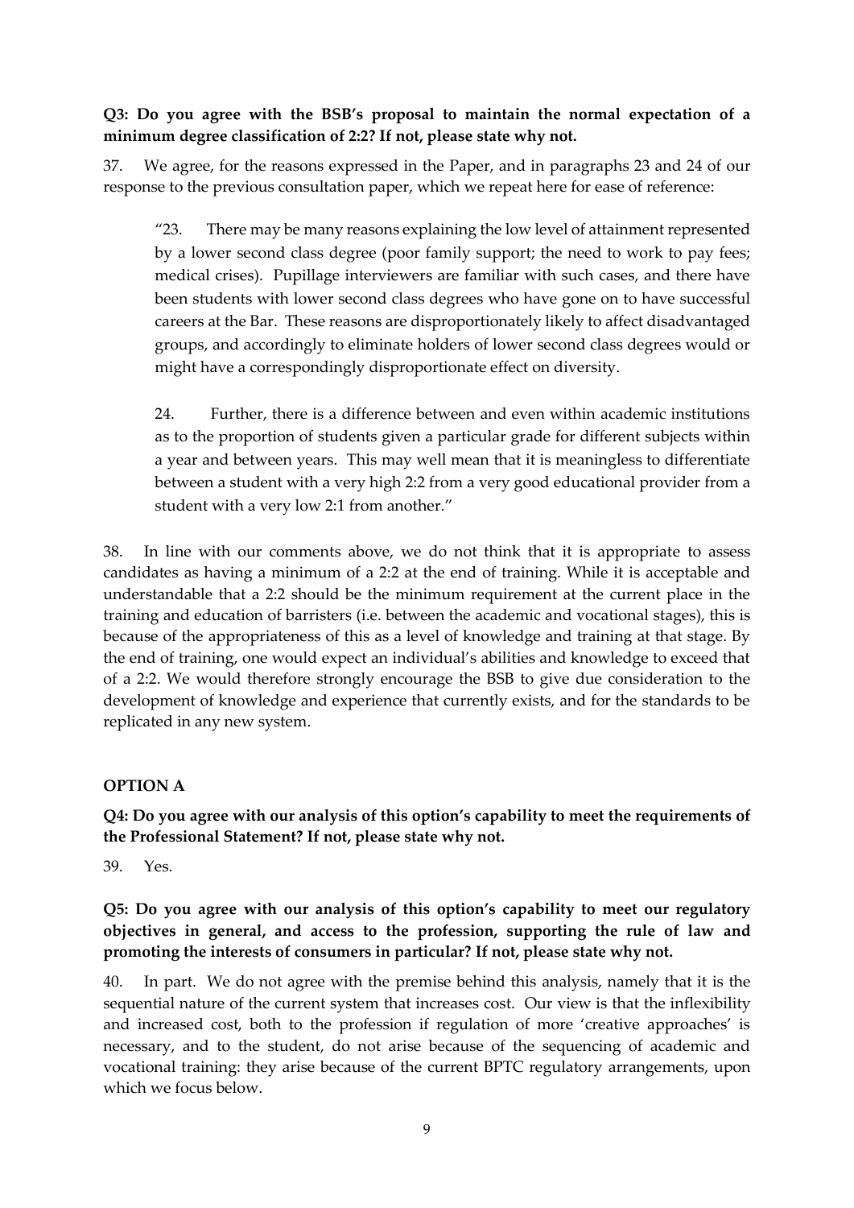**Q3: Do you agree with the BSB's proposal to maintain the normal expectation of a minimum degree classification of 2:2? If not, please state why not.**

37. We agree, for the reasons expressed in the Paper, and in paragraphs 23 and 24 of our response to the previous consultation paper, which we repeat here for ease of reference:

> "23. There may be many reasons explaining the low level of attainment represented by a lower second class degree (poor family support; the need to work to pay fees; medical crises). Pupillage interviewers are familiar with such cases, and there have been students with lower second class degrees who have gone on to have successful careers at the Bar. These reasons are disproportionately likely to affect disadvantaged groups, and accordingly to eliminate holders of lower second class degrees would or might have a correspondingly disproportionate effect on diversity.
>
> 24. Further, there is a difference between and even within academic institutions as to the proportion of students given a particular grade for different subjects within a year and between years. This may well mean that it is meaningless to differentiate between a student with a very high 2:2 from a very good educational provider from a student with a very low 2:1 from another."

38. In line with our comments above, we do not think that it is appropriate to assess candidates as having a minimum of a 2:2 at the end of training. While it is acceptable and understandable that a 2:2 should be the minimum requirement at the current place in the training and education of barristers (i.e. between the academic and vocational stages), this is because of the appropriateness of this as a level of knowledge and training at that stage. By the end of training, one would expect an individual's abilities and knowledge to exceed that of a 2:2. We would therefore strongly encourage the BSB to give due consideration to the development of knowledge and experience that currently exists, and for the standards to be replicated in any new system.

## OPTION A

**Q4: Do you agree with our analysis of this option's capability to meet the requirements of the Professional Statement? If not, please state why not.**

39. Yes.

**Q5: Do you agree with our analysis of this option's capability to meet our regulatory objectives in general, and access to the profession, supporting the rule of law and promoting the interests of consumers in particular? If not, please state why not.**

40. In part. We do not agree with the premise behind this analysis, namely that it is the sequential nature of the current system that increases cost. Our view is that the inflexibility and increased cost, both to the profession if regulation of more 'creative approaches' is necessary, and to the student, do not arise because of the sequencing of academic and vocational training: they arise because of the current BPTC regulatory arrangements, upon which we focus below.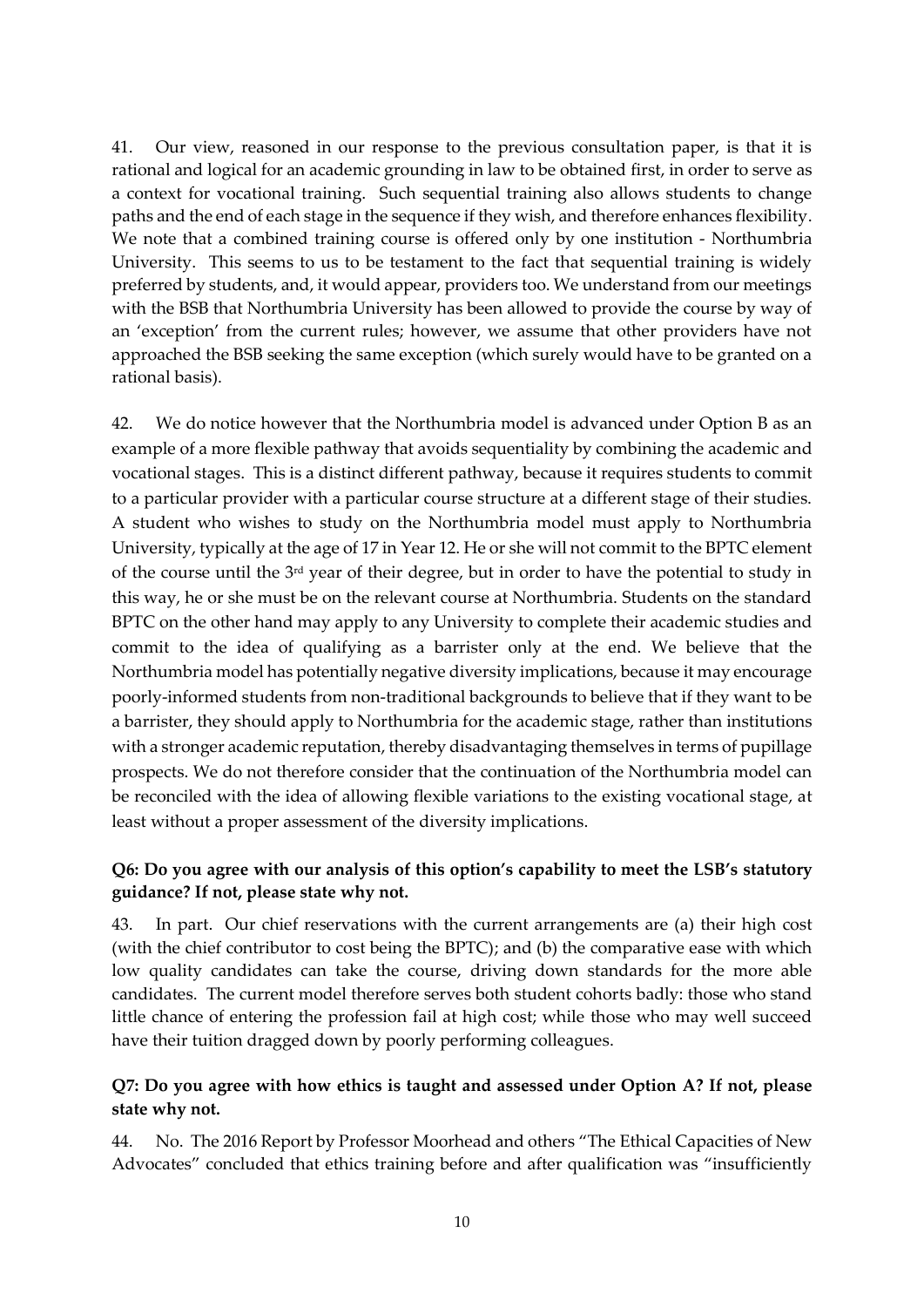41. Our view, reasoned in our response to the previous consultation paper, is that it is rational and logical for an academic grounding in law to be obtained first, in order to serve as a context for vocational training. Such sequential training also allows students to change paths and the end of each stage in the sequence if they wish, and therefore enhances flexibility. We note that a combined training course is offered only by one institution - Northumbria University. This seems to us to be testament to the fact that sequential training is widely preferred by students, and, it would appear, providers too. We understand from our meetings with the BSB that Northumbria University has been allowed to provide the course by way of an 'exception' from the current rules; however, we assume that other providers have not approached the BSB seeking the same exception (which surely would have to be granted on a rational basis).

42. We do notice however that the Northumbria model is advanced under Option B as an example of a more flexible pathway that avoids sequentiality by combining the academic and vocational stages. This is a distinct different pathway, because it requires students to commit to a particular provider with a particular course structure at a different stage of their studies. A student who wishes to study on the Northumbria model must apply to Northumbria University, typically at the age of 17 in Year 12. He or she will not commit to the BPTC element of the course until the 3rd year of their degree, but in order to have the potential to study in this way, he or she must be on the relevant course at Northumbria. Students on the standard BPTC on the other hand may apply to any University to complete their academic studies and commit to the idea of qualifying as a barrister only at the end. We believe that the Northumbria model has potentially negative diversity implications, because it may encourage poorly-informed students from non-traditional backgrounds to believe that if they want to be a barrister, they should apply to Northumbria for the academic stage, rather than institutions with a stronger academic reputation, thereby disadvantaging themselves in terms of pupillage prospects. We do not therefore consider that the continuation of the Northumbria model can be reconciled with the idea of allowing flexible variations to the existing vocational stage, at least without a proper assessment of the diversity implications.

**Q6: Do you agree with our analysis of this option's capability to meet the LSB's statutory guidance? If not, please state why not.**

43. In part. Our chief reservations with the current arrangements are (a) their high cost (with the chief contributor to cost being the BPTC); and (b) the comparative ease with which low quality candidates can take the course, driving down standards for the more able candidates. The current model therefore serves both student cohorts badly: those who stand little chance of entering the profession fail at high cost; while those who may well succeed have their tuition dragged down by poorly performing colleagues.

**Q7: Do you agree with how ethics is taught and assessed under Option A? If not, please state why not.**

44. No. The 2016 Report by Professor Moorhead and others "The Ethical Capacities of New Advocates" concluded that ethics training before and after qualification was "insufficiently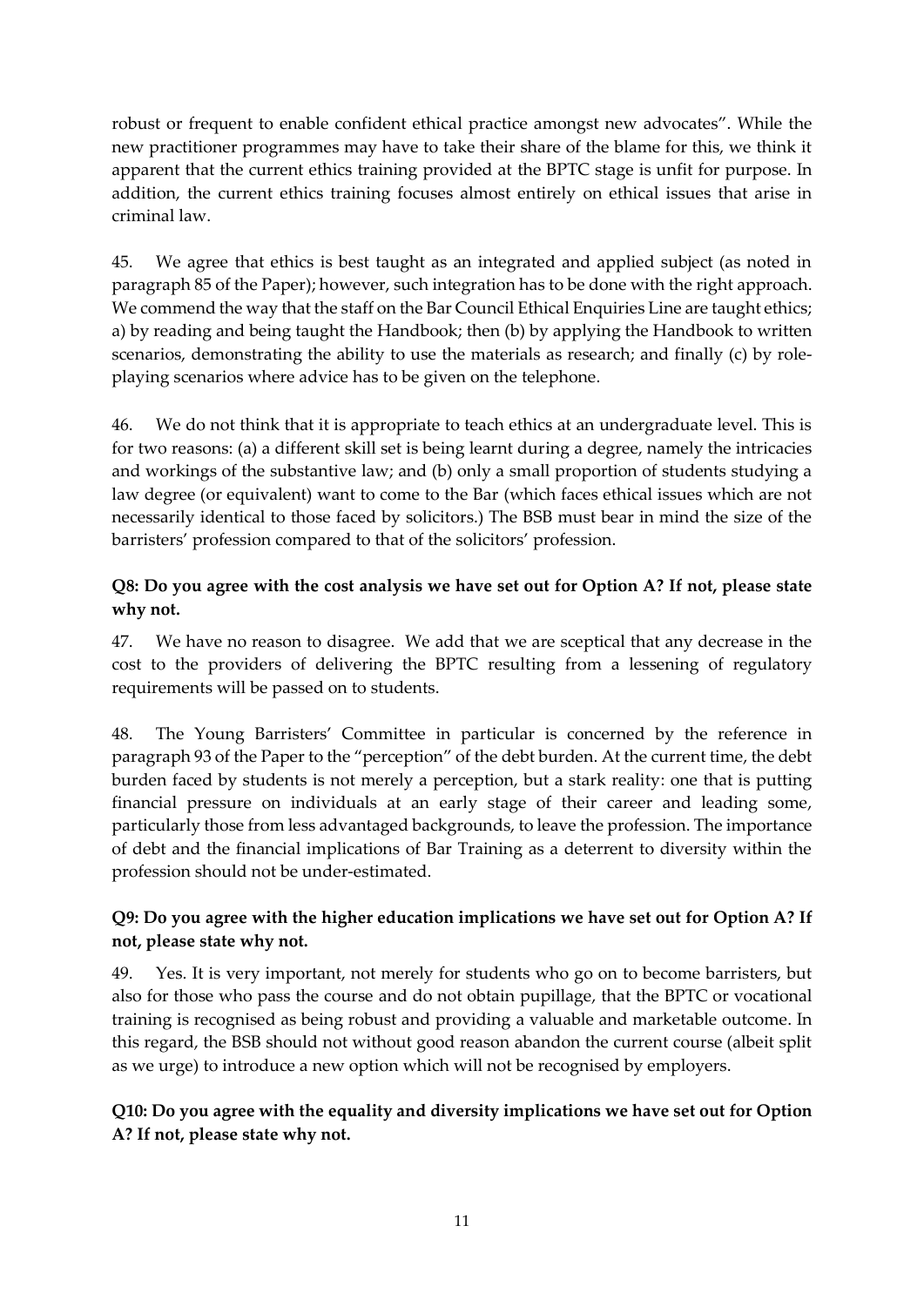robust or frequent to enable confident ethical practice amongst new advocates". While the new practitioner programmes may have to take their share of the blame for this, we think it apparent that the current ethics training provided at the BPTC stage is unfit for purpose. In addition, the current ethics training focuses almost entirely on ethical issues that arise in criminal law.

45. We agree that ethics is best taught as an integrated and applied subject (as noted in paragraph 85 of the Paper); however, such integration has to be done with the right approach. We commend the way that the staff on the Bar Council Ethical Enquiries Line are taught ethics; a) by reading and being taught the Handbook; then (b) by applying the Handbook to written scenarios, demonstrating the ability to use the materials as research; and finally (c) by role-playing scenarios where advice has to be given on the telephone.

46. We do not think that it is appropriate to teach ethics at an undergraduate level. This is for two reasons: (a) a different skill set is being learnt during a degree, namely the intricacies and workings of the substantive law; and (b) only a small proportion of students studying a law degree (or equivalent) want to come to the Bar (which faces ethical issues which are not necessarily identical to those faced by solicitors.) The BSB must bear in mind the size of the barristers' profession compared to that of the solicitors' profession.

**Q8: Do you agree with the cost analysis we have set out for Option A? If not, please state why not.**

47. We have no reason to disagree. We add that we are sceptical that any decrease in the cost to the providers of delivering the BPTC resulting from a lessening of regulatory requirements will be passed on to students.

48. The Young Barristers' Committee in particular is concerned by the reference in paragraph 93 of the Paper to the "perception" of the debt burden. At the current time, the debt burden faced by students is not merely a perception, but a stark reality: one that is putting financial pressure on individuals at an early stage of their career and leading some, particularly those from less advantaged backgrounds, to leave the profession. The importance of debt and the financial implications of Bar Training as a deterrent to diversity within the profession should not be under-estimated.

**Q9: Do you agree with the higher education implications we have set out for Option A? If not, please state why not.**

49. Yes. It is very important, not merely for students who go on to become barristers, but also for those who pass the course and do not obtain pupillage, that the BPTC or vocational training is recognised as being robust and providing a valuable and marketable outcome. In this regard, the BSB should not without good reason abandon the current course (albeit split as we urge) to introduce a new option which will not be recognised by employers.

**Q10: Do you agree with the equality and diversity implications we have set out for Option A? If not, please state why not.**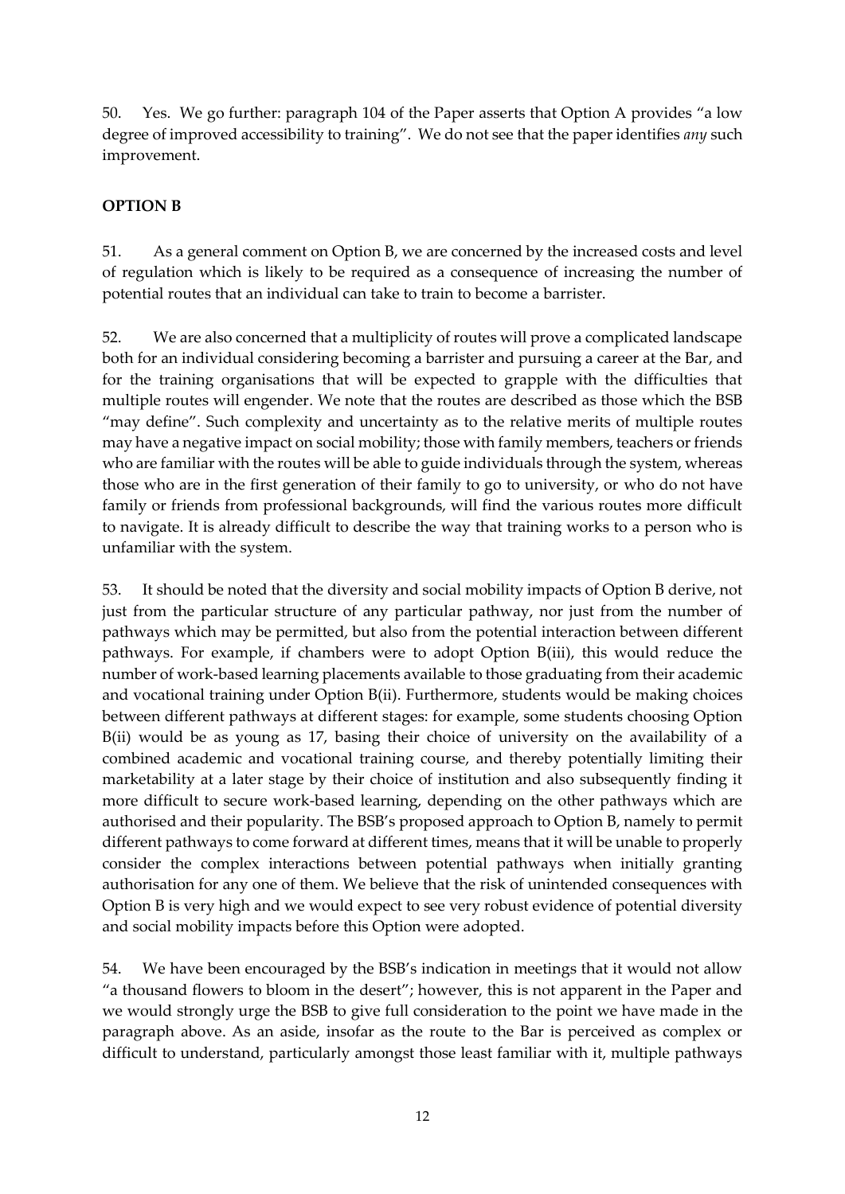50. Yes. We go further: paragraph 104 of the Paper asserts that Option A provides "a low degree of improved accessibility to training". We do not see that the paper identifies *any* such improvement.

**OPTION B**

51. As a general comment on Option B, we are concerned by the increased costs and level of regulation which is likely to be required as a consequence of increasing the number of potential routes that an individual can take to train to become a barrister.

52. We are also concerned that a multiplicity of routes will prove a complicated landscape both for an individual considering becoming a barrister and pursuing a career at the Bar, and for the training organisations that will be expected to grapple with the difficulties that multiple routes will engender. We note that the routes are described as those which the BSB "may define". Such complexity and uncertainty as to the relative merits of multiple routes may have a negative impact on social mobility; those with family members, teachers or friends who are familiar with the routes will be able to guide individuals through the system, whereas those who are in the first generation of their family to go to university, or who do not have family or friends from professional backgrounds, will find the various routes more difficult to navigate. It is already difficult to describe the way that training works to a person who is unfamiliar with the system.

53. It should be noted that the diversity and social mobility impacts of Option B derive, not just from the particular structure of any particular pathway, nor just from the number of pathways which may be permitted, but also from the potential interaction between different pathways. For example, if chambers were to adopt Option B(iii), this would reduce the number of work-based learning placements available to those graduating from their academic and vocational training under Option B(ii). Furthermore, students would be making choices between different pathways at different stages: for example, some students choosing Option B(ii) would be as young as 17, basing their choice of university on the availability of a combined academic and vocational training course, and thereby potentially limiting their marketability at a later stage by their choice of institution and also subsequently finding it more difficult to secure work-based learning, depending on the other pathways which are authorised and their popularity. The BSB's proposed approach to Option B, namely to permit different pathways to come forward at different times, means that it will be unable to properly consider the complex interactions between potential pathways when initially granting authorisation for any one of them. We believe that the risk of unintended consequences with Option B is very high and we would expect to see very robust evidence of potential diversity and social mobility impacts before this Option were adopted.

54. We have been encouraged by the BSB's indication in meetings that it would not allow "a thousand flowers to bloom in the desert"; however, this is not apparent in the Paper and we would strongly urge the BSB to give full consideration to the point we have made in the paragraph above. As an aside, insofar as the route to the Bar is perceived as complex or difficult to understand, particularly amongst those least familiar with it, multiple pathways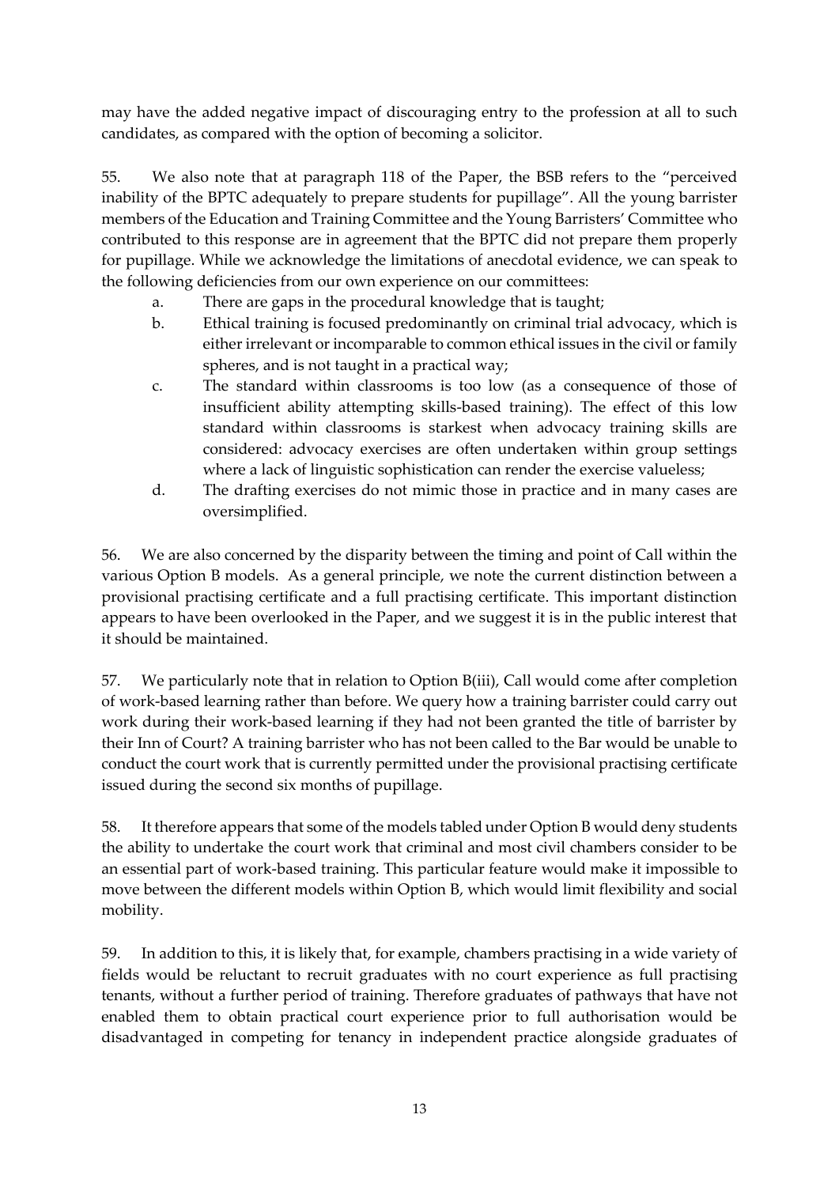may have the added negative impact of discouraging entry to the profession at all to such candidates, as compared with the option of becoming a solicitor.

55. We also note that at paragraph 118 of the Paper, the BSB refers to the "perceived inability of the BPTC adequately to prepare students for pupillage". All the young barrister members of the Education and Training Committee and the Young Barristers' Committee who contributed to this response are in agreement that the BPTC did not prepare them properly for pupillage. While we acknowledge the limitations of anecdotal evidence, we can speak to the following deficiencies from our own experience on our committees:

a. There are gaps in the procedural knowledge that is taught;

b. Ethical training is focused predominantly on criminal trial advocacy, which is either irrelevant or incomparable to common ethical issues in the civil or family spheres, and is not taught in a practical way;

c. The standard within classrooms is too low (as a consequence of those of insufficient ability attempting skills-based training). The effect of this low standard within classrooms is starkest when advocacy training skills are considered: advocacy exercises are often undertaken within group settings where a lack of linguistic sophistication can render the exercise valueless;

d. The drafting exercises do not mimic those in practice and in many cases are oversimplified.

56. We are also concerned by the disparity between the timing and point of Call within the various Option B models. As a general principle, we note the current distinction between a provisional practising certificate and a full practising certificate. This important distinction appears to have been overlooked in the Paper, and we suggest it is in the public interest that it should be maintained.

57. We particularly note that in relation to Option B(iii), Call would come after completion of work-based learning rather than before. We query how a training barrister could carry out work during their work-based learning if they had not been granted the title of barrister by their Inn of Court? A training barrister who has not been called to the Bar would be unable to conduct the court work that is currently permitted under the provisional practising certificate issued during the second six months of pupillage.

58. It therefore appears that some of the models tabled under Option B would deny students the ability to undertake the court work that criminal and most civil chambers consider to be an essential part of work-based training. This particular feature would make it impossible to move between the different models within Option B, which would limit flexibility and social mobility.

59. In addition to this, it is likely that, for example, chambers practising in a wide variety of fields would be reluctant to recruit graduates with no court experience as full practising tenants, without a further period of training. Therefore graduates of pathways that have not enabled them to obtain practical court experience prior to full authorisation would be disadvantaged in competing for tenancy in independent practice alongside graduates of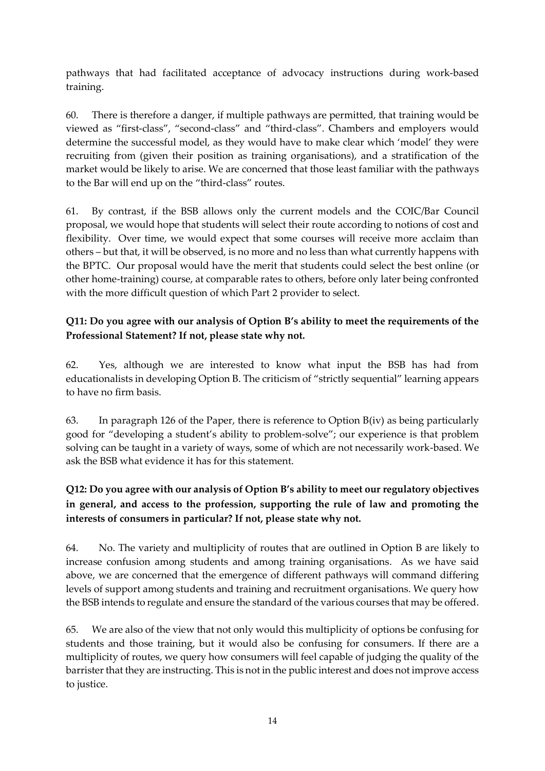pathways that had facilitated acceptance of advocacy instructions during work-based training.

60. There is therefore a danger, if multiple pathways are permitted, that training would be viewed as "first-class", "second-class" and "third-class". Chambers and employers would determine the successful model, as they would have to make clear which 'model' they were recruiting from (given their position as training organisations), and a stratification of the market would be likely to arise. We are concerned that those least familiar with the pathways to the Bar will end up on the "third-class" routes.

61. By contrast, if the BSB allows only the current models and the COIC/Bar Council proposal, we would hope that students will select their route according to notions of cost and flexibility. Over time, we would expect that some courses will receive more acclaim than others – but that, it will be observed, is no more and no less than what currently happens with the BPTC. Our proposal would have the merit that students could select the best online (or other home-training) course, at comparable rates to others, before only later being confronted with the more difficult question of which Part 2 provider to select.

**Q11: Do you agree with our analysis of Option B's ability to meet the requirements of the Professional Statement? If not, please state why not.**

62. Yes, although we are interested to know what input the BSB has had from educationalists in developing Option B. The criticism of "strictly sequential" learning appears to have no firm basis.

63. In paragraph 126 of the Paper, there is reference to Option B(iv) as being particularly good for "developing a student's ability to problem-solve"; our experience is that problem solving can be taught in a variety of ways, some of which are not necessarily work-based. We ask the BSB what evidence it has for this statement.

**Q12: Do you agree with our analysis of Option B's ability to meet our regulatory objectives in general, and access to the profession, supporting the rule of law and promoting the interests of consumers in particular? If not, please state why not.**

64. No. The variety and multiplicity of routes that are outlined in Option B are likely to increase confusion among students and among training organisations. As we have said above, we are concerned that the emergence of different pathways will command differing levels of support among students and training and recruitment organisations. We query how the BSB intends to regulate and ensure the standard of the various courses that may be offered.

65. We are also of the view that not only would this multiplicity of options be confusing for students and those training, but it would also be confusing for consumers. If there are a multiplicity of routes, we query how consumers will feel capable of judging the quality of the barrister that they are instructing. This is not in the public interest and does not improve access to justice.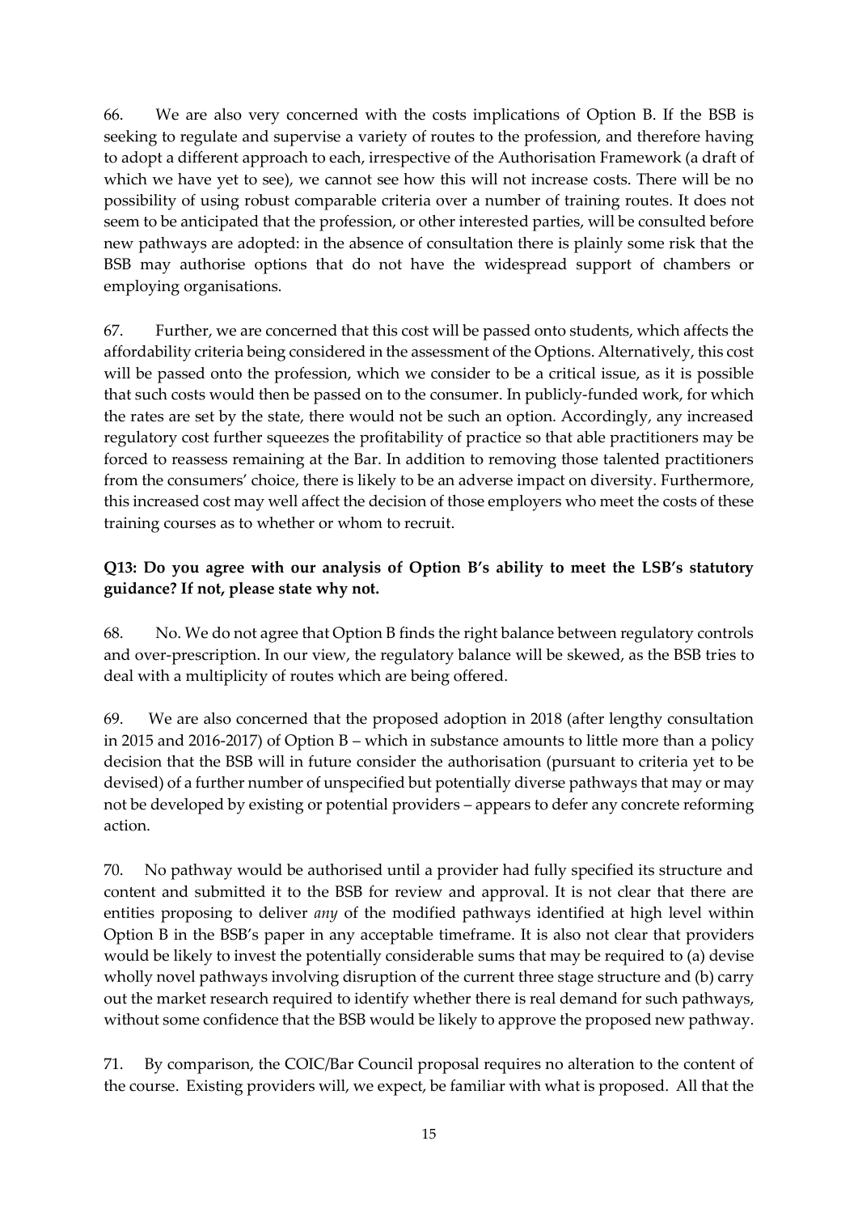66. We are also very concerned with the costs implications of Option B. If the BSB is seeking to regulate and supervise a variety of routes to the profession, and therefore having to adopt a different approach to each, irrespective of the Authorisation Framework (a draft of which we have yet to see), we cannot see how this will not increase costs. There will be no possibility of using robust comparable criteria over a number of training routes. It does not seem to be anticipated that the profession, or other interested parties, will be consulted before new pathways are adopted: in the absence of consultation there is plainly some risk that the BSB may authorise options that do not have the widespread support of chambers or employing organisations.

67. Further, we are concerned that this cost will be passed onto students, which affects the affordability criteria being considered in the assessment of the Options. Alternatively, this cost will be passed onto the profession, which we consider to be a critical issue, as it is possible that such costs would then be passed on to the consumer. In publicly-funded work, for which the rates are set by the state, there would not be such an option. Accordingly, any increased regulatory cost further squeezes the profitability of practice so that able practitioners may be forced to reassess remaining at the Bar. In addition to removing those talented practitioners from the consumers' choice, there is likely to be an adverse impact on diversity. Furthermore, this increased cost may well affect the decision of those employers who meet the costs of these training courses as to whether or whom to recruit.

**Q13: Do you agree with our analysis of Option B's ability to meet the LSB's statutory guidance? If not, please state why not.**

68. No. We do not agree that Option B finds the right balance between regulatory controls and over-prescription. In our view, the regulatory balance will be skewed, as the BSB tries to deal with a multiplicity of routes which are being offered.

69. We are also concerned that the proposed adoption in 2018 (after lengthy consultation in 2015 and 2016-2017) of Option B – which in substance amounts to little more than a policy decision that the BSB will in future consider the authorisation (pursuant to criteria yet to be devised) of a further number of unspecified but potentially diverse pathways that may or may not be developed by existing or potential providers – appears to defer any concrete reforming action.

70. No pathway would be authorised until a provider had fully specified its structure and content and submitted it to the BSB for review and approval. It is not clear that there are entities proposing to deliver *any* of the modified pathways identified at high level within Option B in the BSB's paper in any acceptable timeframe. It is also not clear that providers would be likely to invest the potentially considerable sums that may be required to (a) devise wholly novel pathways involving disruption of the current three stage structure and (b) carry out the market research required to identify whether there is real demand for such pathways, without some confidence that the BSB would be likely to approve the proposed new pathway.

71. By comparison, the COIC/Bar Council proposal requires no alteration to the content of the course. Existing providers will, we expect, be familiar with what is proposed. All that the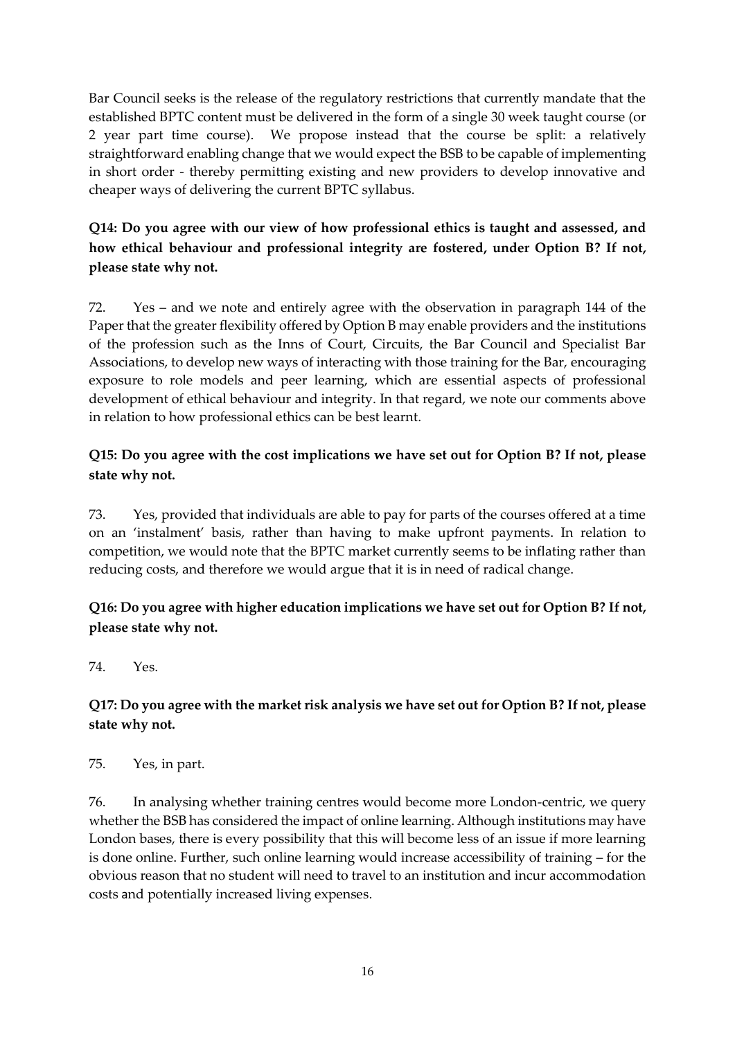Bar Council seeks is the release of the regulatory restrictions that currently mandate that the established BPTC content must be delivered in the form of a single 30 week taught course (or 2 year part time course). We propose instead that the course be split: a relatively straightforward enabling change that we would expect the BSB to be capable of implementing in short order - thereby permitting existing and new providers to develop innovative and cheaper ways of delivering the current BPTC syllabus.

**Q14: Do you agree with our view of how professional ethics is taught and assessed, and how ethical behaviour and professional integrity are fostered, under Option B? If not, please state why not.**

72. Yes – and we note and entirely agree with the observation in paragraph 144 of the Paper that the greater flexibility offered by Option B may enable providers and the institutions of the profession such as the Inns of Court, Circuits, the Bar Council and Specialist Bar Associations, to develop new ways of interacting with those training for the Bar, encouraging exposure to role models and peer learning, which are essential aspects of professional development of ethical behaviour and integrity. In that regard, we note our comments above in relation to how professional ethics can be best learnt.

**Q15: Do you agree with the cost implications we have set out for Option B? If not, please state why not.**

73. Yes, provided that individuals are able to pay for parts of the courses offered at a time on an 'instalment' basis, rather than having to make upfront payments. In relation to competition, we would note that the BPTC market currently seems to be inflating rather than reducing costs, and therefore we would argue that it is in need of radical change.

**Q16: Do you agree with higher education implications we have set out for Option B? If not, please state why not.**

74. Yes.

**Q17: Do you agree with the market risk analysis we have set out for Option B? If not, please state why not.**

75. Yes, in part.

76. In analysing whether training centres would become more London-centric, we query whether the BSB has considered the impact of online learning. Although institutions may have London bases, there is every possibility that this will become less of an issue if more learning is done online. Further, such online learning would increase accessibility of training – for the obvious reason that no student will need to travel to an institution and incur accommodation costs and potentially increased living expenses.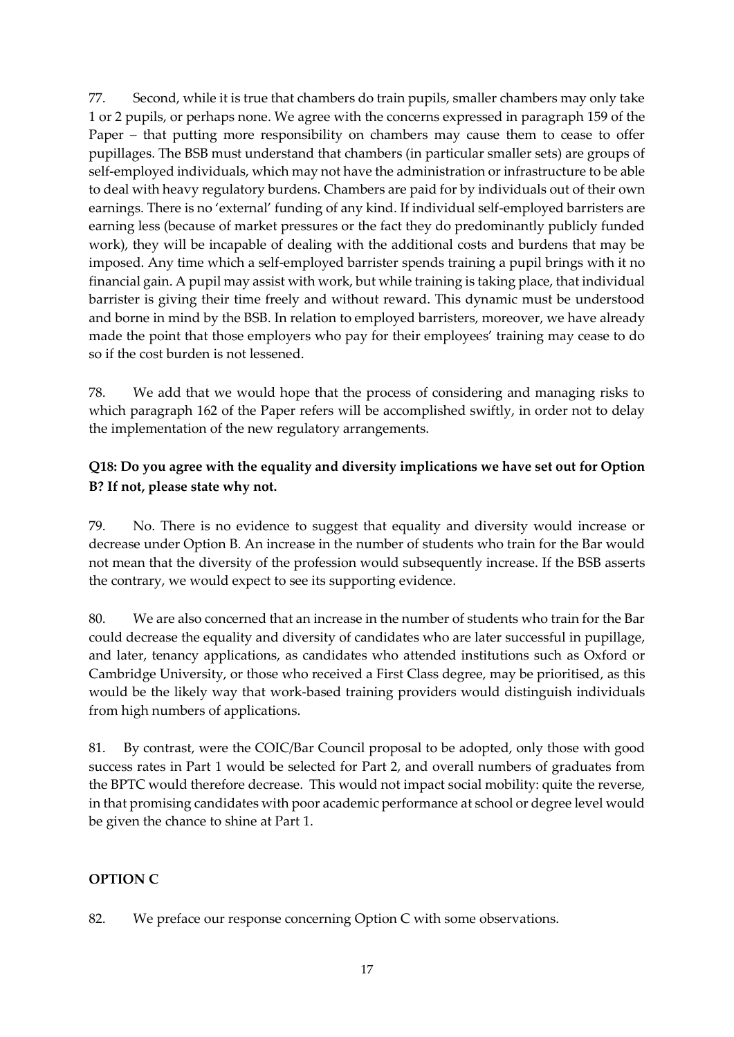77. Second, while it is true that chambers do train pupils, smaller chambers may only take 1 or 2 pupils, or perhaps none. We agree with the concerns expressed in paragraph 159 of the Paper – that putting more responsibility on chambers may cause them to cease to offer pupillages. The BSB must understand that chambers (in particular smaller sets) are groups of self-employed individuals, which may not have the administration or infrastructure to be able to deal with heavy regulatory burdens. Chambers are paid for by individuals out of their own earnings. There is no 'external' funding of any kind. If individual self-employed barristers are earning less (because of market pressures or the fact they do predominantly publicly funded work), they will be incapable of dealing with the additional costs and burdens that may be imposed. Any time which a self-employed barrister spends training a pupil brings with it no financial gain. A pupil may assist with work, but while training is taking place, that individual barrister is giving their time freely and without reward. This dynamic must be understood and borne in mind by the BSB. In relation to employed barristers, moreover, we have already made the point that those employers who pay for their employees' training may cease to do so if the cost burden is not lessened.

78. We add that we would hope that the process of considering and managing risks to which paragraph 162 of the Paper refers will be accomplished swiftly, in order not to delay the implementation of the new regulatory arrangements.

**Q18: Do you agree with the equality and diversity implications we have set out for Option B? If not, please state why not.**

79. No. There is no evidence to suggest that equality and diversity would increase or decrease under Option B. An increase in the number of students who train for the Bar would not mean that the diversity of the profession would subsequently increase. If the BSB asserts the contrary, we would expect to see its supporting evidence.

80. We are also concerned that an increase in the number of students who train for the Bar could decrease the equality and diversity of candidates who are later successful in pupillage, and later, tenancy applications, as candidates who attended institutions such as Oxford or Cambridge University, or those who received a First Class degree, may be prioritised, as this would be the likely way that work-based training providers would distinguish individuals from high numbers of applications.

81. By contrast, were the COIC/Bar Council proposal to be adopted, only those with good success rates in Part 1 would be selected for Part 2, and overall numbers of graduates from the BPTC would therefore decrease. This would not impact social mobility: quite the reverse, in that promising candidates with poor academic performance at school or degree level would be given the chance to shine at Part 1.

## OPTION C

82. We preface our response concerning Option C with some observations.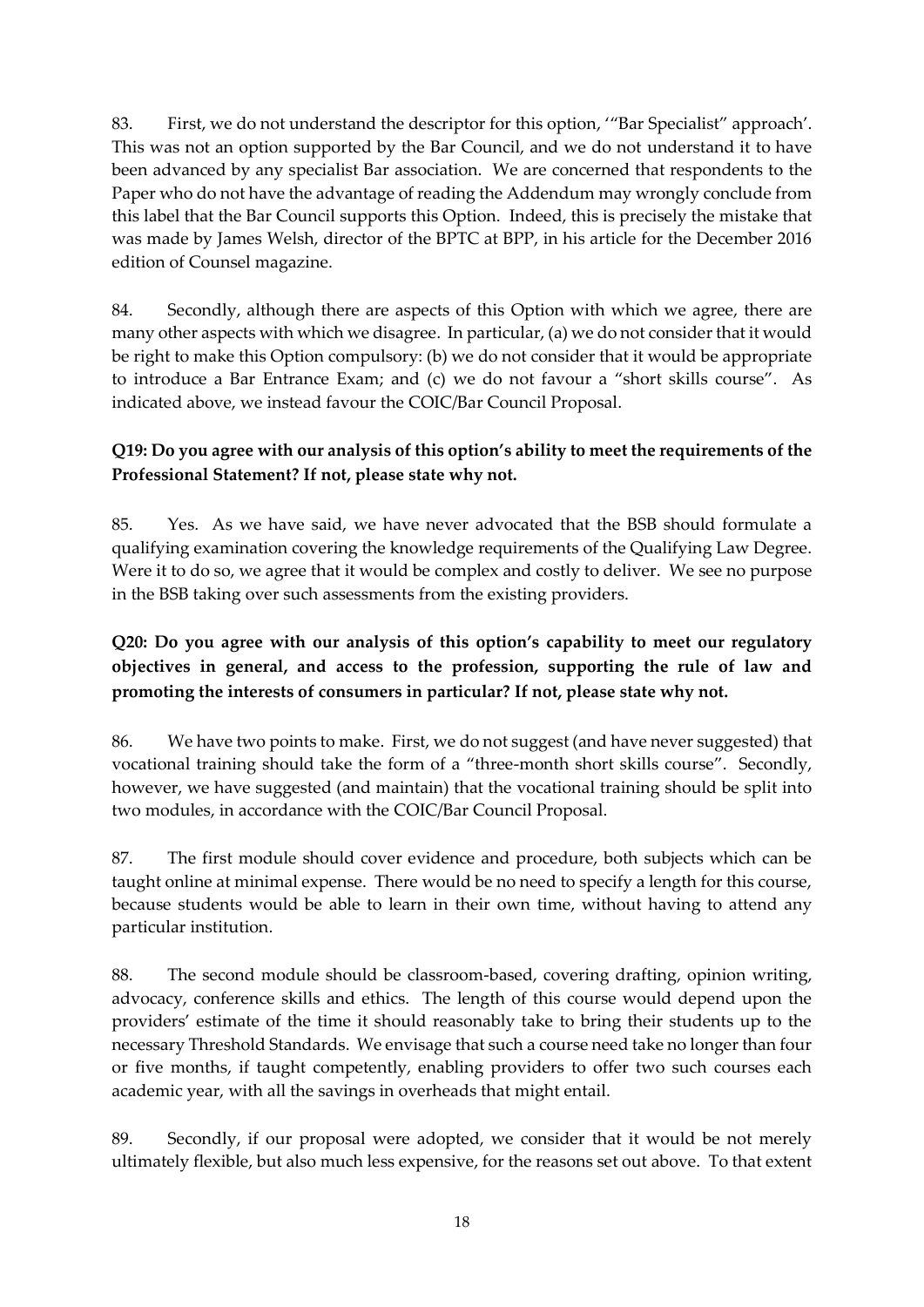83. First, we do not understand the descriptor for this option, '"Bar Specialist" approach'. This was not an option supported by the Bar Council, and we do not understand it to have been advanced by any specialist Bar association. We are concerned that respondents to the Paper who do not have the advantage of reading the Addendum may wrongly conclude from this label that the Bar Council supports this Option. Indeed, this is precisely the mistake that was made by James Welsh, director of the BPTC at BPP, in his article for the December 2016 edition of Counsel magazine.

84. Secondly, although there are aspects of this Option with which we agree, there are many other aspects with which we disagree. In particular, (a) we do not consider that it would be right to make this Option compulsory: (b) we do not consider that it would be appropriate to introduce a Bar Entrance Exam; and (c) we do not favour a "short skills course". As indicated above, we instead favour the COIC/Bar Council Proposal.

**Q19: Do you agree with our analysis of this option's ability to meet the requirements of the Professional Statement? If not, please state why not.**

85. Yes. As we have said, we have never advocated that the BSB should formulate a qualifying examination covering the knowledge requirements of the Qualifying Law Degree. Were it to do so, we agree that it would be complex and costly to deliver. We see no purpose in the BSB taking over such assessments from the existing providers.

**Q20: Do you agree with our analysis of this option's capability to meet our regulatory objectives in general, and access to the profession, supporting the rule of law and promoting the interests of consumers in particular? If not, please state why not.**

86. We have two points to make. First, we do not suggest (and have never suggested) that vocational training should take the form of a "three-month short skills course". Secondly, however, we have suggested (and maintain) that the vocational training should be split into two modules, in accordance with the COIC/Bar Council Proposal.

87. The first module should cover evidence and procedure, both subjects which can be taught online at minimal expense. There would be no need to specify a length for this course, because students would be able to learn in their own time, without having to attend any particular institution.

88. The second module should be classroom-based, covering drafting, opinion writing, advocacy, conference skills and ethics. The length of this course would depend upon the providers' estimate of the time it should reasonably take to bring their students up to the necessary Threshold Standards. We envisage that such a course need take no longer than four or five months, if taught competently, enabling providers to offer two such courses each academic year, with all the savings in overheads that might entail.

89. Secondly, if our proposal were adopted, we consider that it would be not merely ultimately flexible, but also much less expensive, for the reasons set out above. To that extent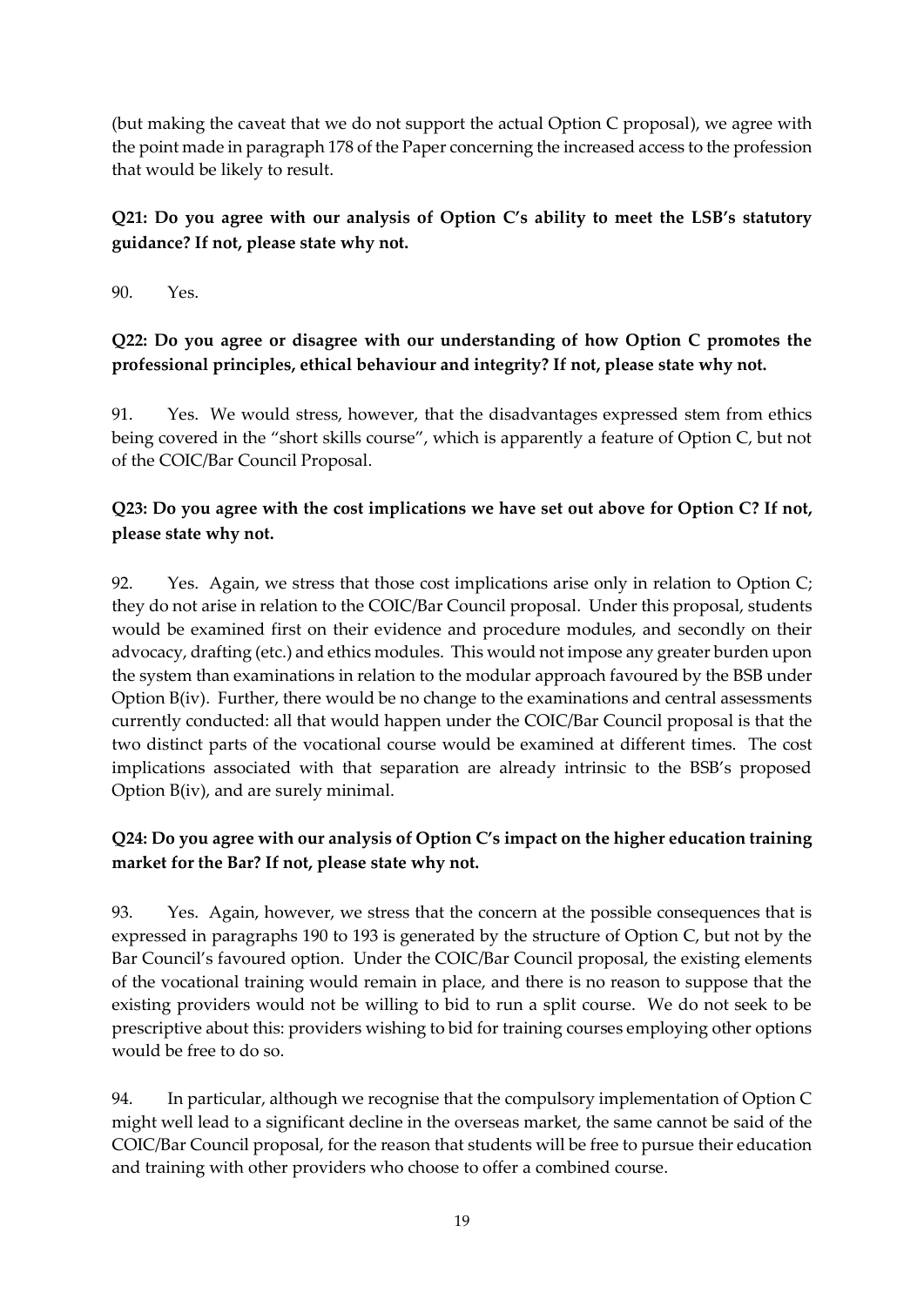(but making the caveat that we do not support the actual Option C proposal), we agree with the point made in paragraph 178 of the Paper concerning the increased access to the profession that would be likely to result.

**Q21: Do you agree with our analysis of Option C's ability to meet the LSB's statutory guidance? If not, please state why not.**

90. Yes.

**Q22: Do you agree or disagree with our understanding of how Option C promotes the professional principles, ethical behaviour and integrity? If not, please state why not.**

91. Yes. We would stress, however, that the disadvantages expressed stem from ethics being covered in the "short skills course", which is apparently a feature of Option C, but not of the COIC/Bar Council Proposal.

**Q23: Do you agree with the cost implications we have set out above for Option C? If not, please state why not.**

92. Yes. Again, we stress that those cost implications arise only in relation to Option C; they do not arise in relation to the COIC/Bar Council proposal. Under this proposal, students would be examined first on their evidence and procedure modules, and secondly on their advocacy, drafting (etc.) and ethics modules. This would not impose any greater burden upon the system than examinations in relation to the modular approach favoured by the BSB under Option B(iv). Further, there would be no change to the examinations and central assessments currently conducted: all that would happen under the COIC/Bar Council proposal is that the two distinct parts of the vocational course would be examined at different times. The cost implications associated with that separation are already intrinsic to the BSB's proposed Option B(iv), and are surely minimal.

**Q24: Do you agree with our analysis of Option C's impact on the higher education training market for the Bar? If not, please state why not.**

93. Yes. Again, however, we stress that the concern at the possible consequences that is expressed in paragraphs 190 to 193 is generated by the structure of Option C, but not by the Bar Council's favoured option. Under the COIC/Bar Council proposal, the existing elements of the vocational training would remain in place, and there is no reason to suppose that the existing providers would not be willing to bid to run a split course. We do not seek to be prescriptive about this: providers wishing to bid for training courses employing other options would be free to do so.

94. In particular, although we recognise that the compulsory implementation of Option C might well lead to a significant decline in the overseas market, the same cannot be said of the COIC/Bar Council proposal, for the reason that students will be free to pursue their education and training with other providers who choose to offer a combined course.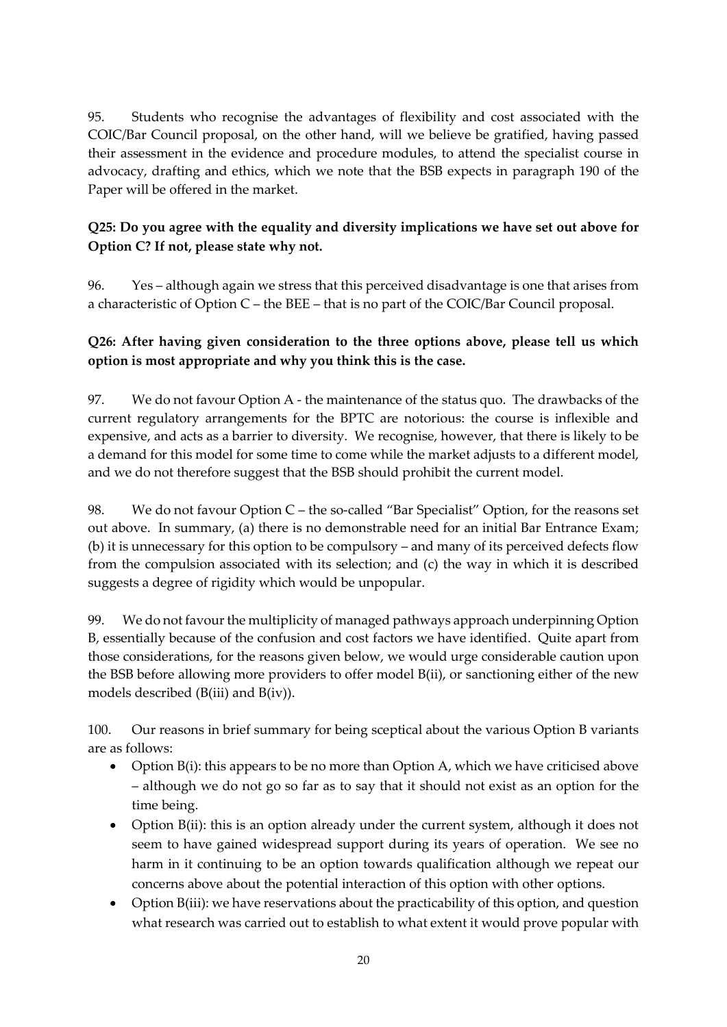95. Students who recognise the advantages of flexibility and cost associated with the COIC/Bar Council proposal, on the other hand, will we believe be gratified, having passed their assessment in the evidence and procedure modules, to attend the specialist course in advocacy, drafting and ethics, which we note that the BSB expects in paragraph 190 of the Paper will be offered in the market.

**Q25: Do you agree with the equality and diversity implications we have set out above for Option C? If not, please state why not.**

96. Yes – although again we stress that this perceived disadvantage is one that arises from a characteristic of Option C – the BEE – that is no part of the COIC/Bar Council proposal.

**Q26: After having given consideration to the three options above, please tell us which option is most appropriate and why you think this is the case.**

97. We do not favour Option A - the maintenance of the status quo. The drawbacks of the current regulatory arrangements for the BPTC are notorious: the course is inflexible and expensive, and acts as a barrier to diversity. We recognise, however, that there is likely to be a demand for this model for some time to come while the market adjusts to a different model, and we do not therefore suggest that the BSB should prohibit the current model.

98. We do not favour Option C – the so-called "Bar Specialist" Option, for the reasons set out above. In summary, (a) there is no demonstrable need for an initial Bar Entrance Exam; (b) it is unnecessary for this option to be compulsory – and many of its perceived defects flow from the compulsion associated with its selection; and (c) the way in which it is described suggests a degree of rigidity which would be unpopular.

99. We do not favour the multiplicity of managed pathways approach underpinning Option B, essentially because of the confusion and cost factors we have identified. Quite apart from those considerations, for the reasons given below, we would urge considerable caution upon the BSB before allowing more providers to offer model B(ii), or sanctioning either of the new models described (B(iii) and B(iv)).

100. Our reasons in brief summary for being sceptical about the various Option B variants are as follows:

- Option B(i): this appears to be no more than Option A, which we have criticised above – although we do not go so far as to say that it should not exist as an option for the time being.
- Option B(ii): this is an option already under the current system, although it does not seem to have gained widespread support during its years of operation. We see no harm in it continuing to be an option towards qualification although we repeat our concerns above about the potential interaction of this option with other options.
- Option B(iii): we have reservations about the practicability of this option, and question what research was carried out to establish to what extent it would prove popular with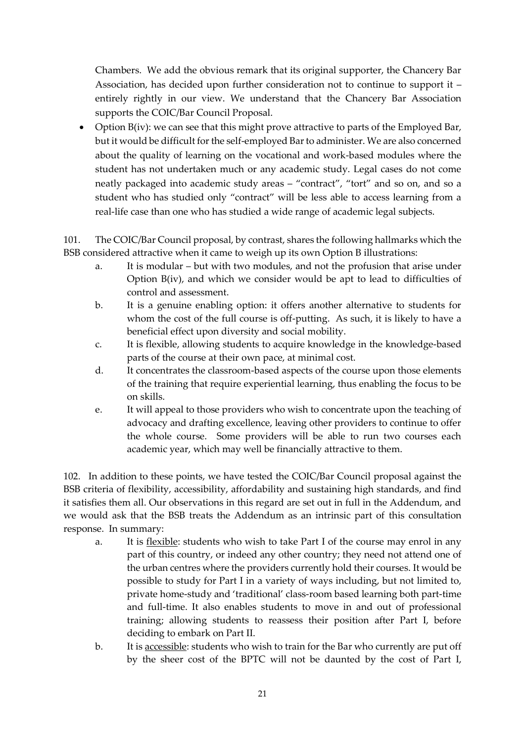Chambers. We add the obvious remark that its original supporter, the Chancery Bar Association, has decided upon further consideration not to continue to support it – entirely rightly in our view. We understand that the Chancery Bar Association supports the COIC/Bar Council Proposal.

- Option B(iv): we can see that this might prove attractive to parts of the Employed Bar, but it would be difficult for the self-employed Bar to administer. We are also concerned about the quality of learning on the vocational and work-based modules where the student has not undertaken much or any academic study. Legal cases do not come neatly packaged into academic study areas – "contract", "tort" and so on, and so a student who has studied only "contract" will be less able to access learning from a real-life case than one who has studied a wide range of academic legal subjects.

101. The COIC/Bar Council proposal, by contrast, shares the following hallmarks which the BSB considered attractive when it came to weigh up its own Option B illustrations:

a. It is modular – but with two modules, and not the profusion that arise under Option B(iv), and which we consider would be apt to lead to difficulties of control and assessment.

b. It is a genuine enabling option: it offers another alternative to students for whom the cost of the full course is off-putting. As such, it is likely to have a beneficial effect upon diversity and social mobility.

c. It is flexible, allowing students to acquire knowledge in the knowledge-based parts of the course at their own pace, at minimal cost.

d. It concentrates the classroom-based aspects of the course upon those elements of the training that require experiential learning, thus enabling the focus to be on skills.

e. It will appeal to those providers who wish to concentrate upon the teaching of advocacy and drafting excellence, leaving other providers to continue to offer the whole course. Some providers will be able to run two courses each academic year, which may well be financially attractive to them.

102. In addition to these points, we have tested the COIC/Bar Council proposal against the BSB criteria of flexibility, accessibility, affordability and sustaining high standards, and find it satisfies them all. Our observations in this regard are set out in full in the Addendum, and we would ask that the BSB treats the Addendum as an intrinsic part of this consultation response. In summary:

a. It is <u>flexible</u>: students who wish to take Part I of the course may enrol in any part of this country, or indeed any other country; they need not attend one of the urban centres where the providers currently hold their courses. It would be possible to study for Part I in a variety of ways including, but not limited to, private home-study and 'traditional' class-room based learning both part-time and full-time. It also enables students to move in and out of professional training; allowing students to reassess their position after Part I, before deciding to embark on Part II.

b. It is <u>accessible</u>: students who wish to train for the Bar who currently are put off by the sheer cost of the BPTC will not be daunted by the cost of Part I,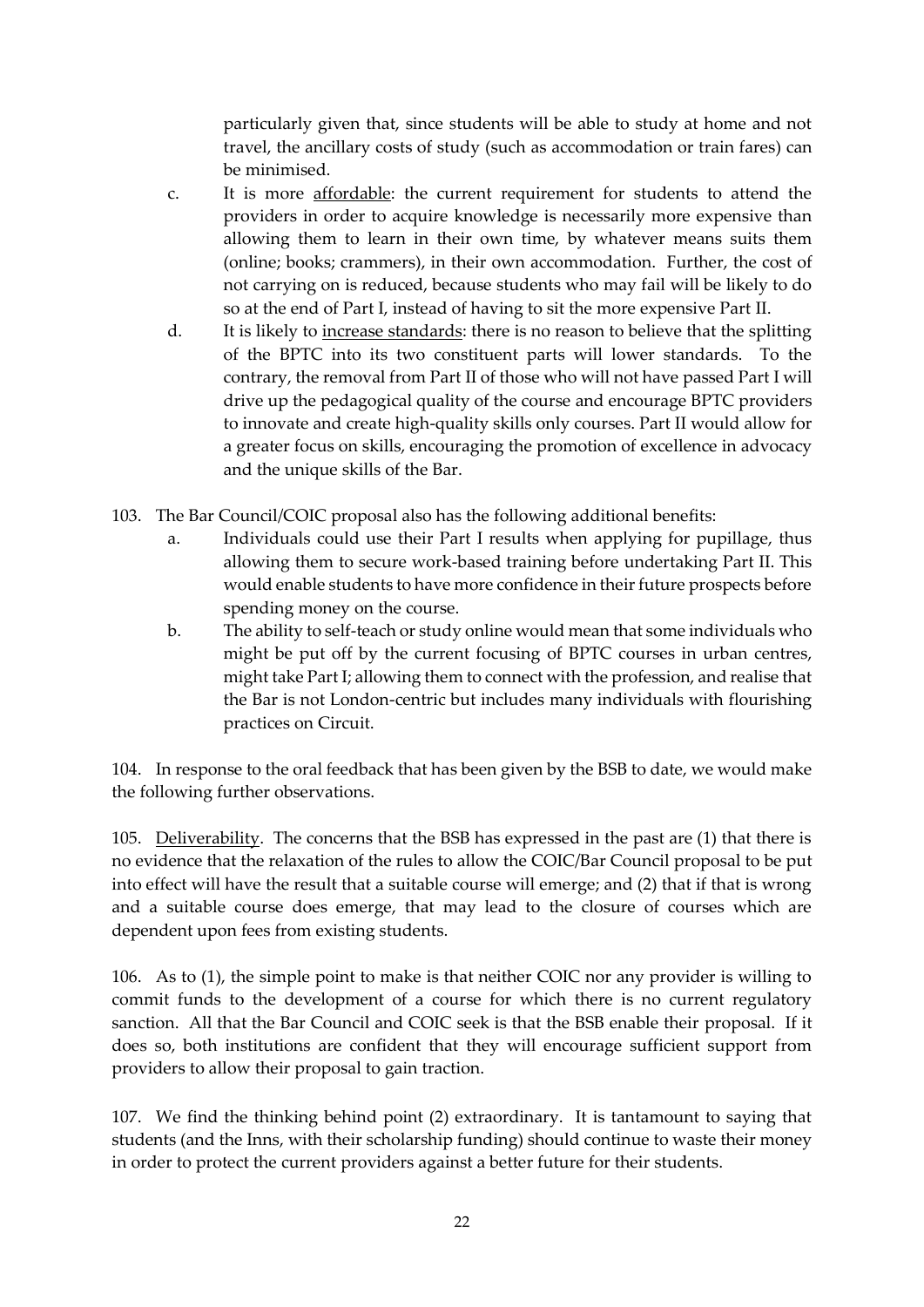particularly given that, since students will be able to study at home and not travel, the ancillary costs of study (such as accommodation or train fares) can be minimised.

c. It is more affordable: the current requirement for students to attend the providers in order to acquire knowledge is necessarily more expensive than allowing them to learn in their own time, by whatever means suits them (online; books; crammers), in their own accommodation. Further, the cost of not carrying on is reduced, because students who may fail will be likely to do so at the end of Part I, instead of having to sit the more expensive Part II.

d. It is likely to increase standards: there is no reason to believe that the splitting of the BPTC into its two constituent parts will lower standards. To the contrary, the removal from Part II of those who will not have passed Part I will drive up the pedagogical quality of the course and encourage BPTC providers to innovate and create high-quality skills only courses. Part II would allow for a greater focus on skills, encouraging the promotion of excellence in advocacy and the unique skills of the Bar.

103. The Bar Council/COIC proposal also has the following additional benefits:

a. Individuals could use their Part I results when applying for pupillage, thus allowing them to secure work-based training before undertaking Part II. This would enable students to have more confidence in their future prospects before spending money on the course.

b. The ability to self-teach or study online would mean that some individuals who might be put off by the current focusing of BPTC courses in urban centres, might take Part I; allowing them to connect with the profession, and realise that the Bar is not London-centric but includes many individuals with flourishing practices on Circuit.

104. In response to the oral feedback that has been given by the BSB to date, we would make the following further observations.

105. Deliverability. The concerns that the BSB has expressed in the past are (1) that there is no evidence that the relaxation of the rules to allow the COIC/Bar Council proposal to be put into effect will have the result that a suitable course will emerge; and (2) that if that is wrong and a suitable course does emerge, that may lead to the closure of courses which are dependent upon fees from existing students.

106. As to (1), the simple point to make is that neither COIC nor any provider is willing to commit funds to the development of a course for which there is no current regulatory sanction. All that the Bar Council and COIC seek is that the BSB enable their proposal. If it does so, both institutions are confident that they will encourage sufficient support from providers to allow their proposal to gain traction.

107. We find the thinking behind point (2) extraordinary. It is tantamount to saying that students (and the Inns, with their scholarship funding) should continue to waste their money in order to protect the current providers against a better future for their students.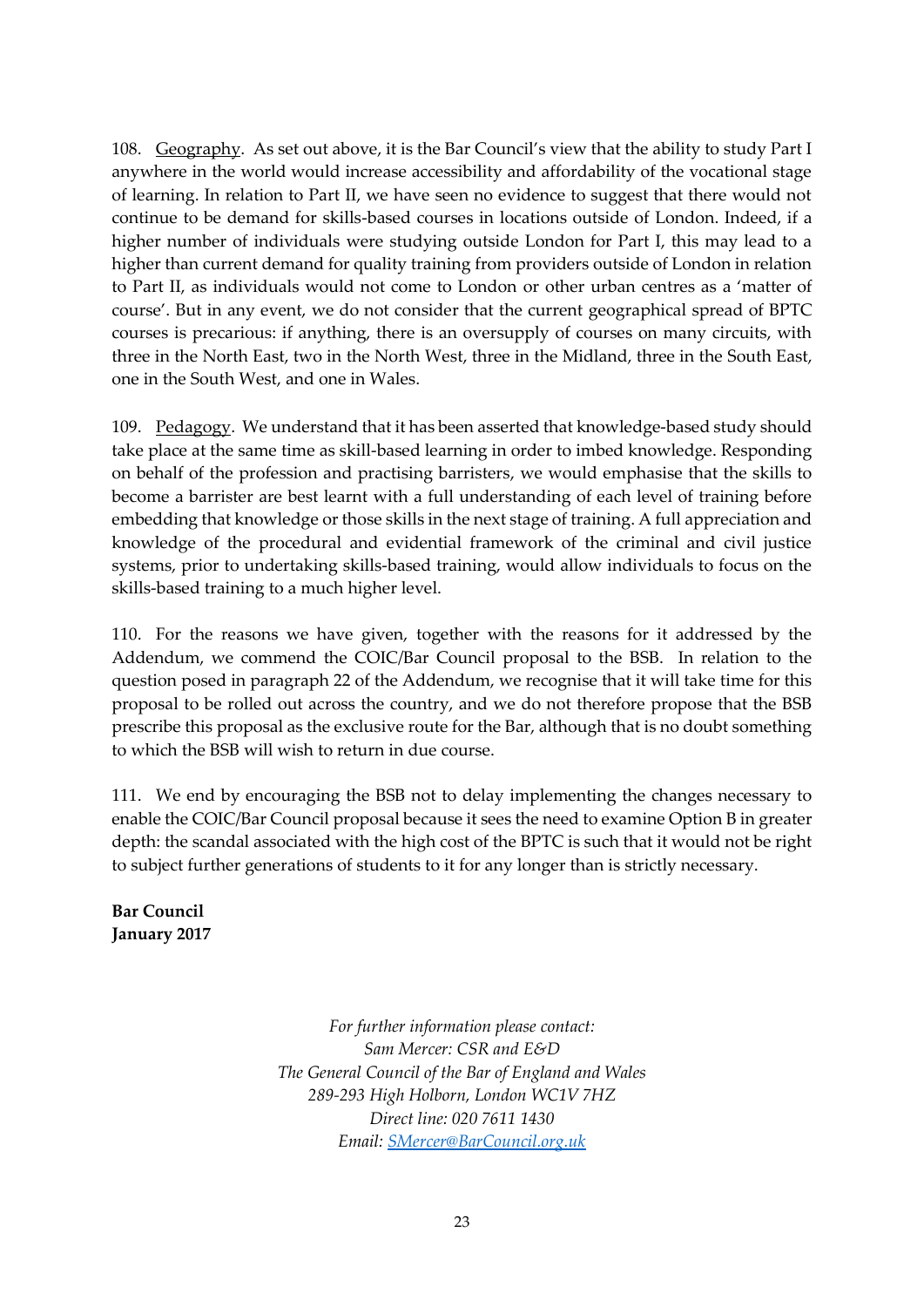108. Geography. As set out above, it is the Bar Council's view that the ability to study Part I anywhere in the world would increase accessibility and affordability of the vocational stage of learning. In relation to Part II, we have seen no evidence to suggest that there would not continue to be demand for skills-based courses in locations outside of London. Indeed, if a higher number of individuals were studying outside London for Part I, this may lead to a higher than current demand for quality training from providers outside of London in relation to Part II, as individuals would not come to London or other urban centres as a 'matter of course'. But in any event, we do not consider that the current geographical spread of BPTC courses is precarious: if anything, there is an oversupply of courses on many circuits, with three in the North East, two in the North West, three in the Midland, three in the South East, one in the South West, and one in Wales.

109. Pedagogy. We understand that it has been asserted that knowledge-based study should take place at the same time as skill-based learning in order to imbed knowledge. Responding on behalf of the profession and practising barristers, we would emphasise that the skills to become a barrister are best learnt with a full understanding of each level of training before embedding that knowledge or those skills in the next stage of training. A full appreciation and knowledge of the procedural and evidential framework of the criminal and civil justice systems, prior to undertaking skills-based training, would allow individuals to focus on the skills-based training to a much higher level.

110. For the reasons we have given, together with the reasons for it addressed by the Addendum, we commend the COIC/Bar Council proposal to the BSB. In relation to the question posed in paragraph 22 of the Addendum, we recognise that it will take time for this proposal to be rolled out across the country, and we do not therefore propose that the BSB prescribe this proposal as the exclusive route for the Bar, although that is no doubt something to which the BSB will wish to return in due course.

111. We end by encouraging the BSB not to delay implementing the changes necessary to enable the COIC/Bar Council proposal because it sees the need to examine Option B in greater depth: the scandal associated with the high cost of the BPTC is such that it would not be right to subject further generations of students to it for any longer than is strictly necessary.

**Bar Council**
**January 2017**

*For further information please contact:*
*Sam Mercer: CSR and E&D*
*The General Council of the Bar of England and Wales*
*289-293 High Holborn, London WC1V 7HZ*
*Direct line: 020 7611 1430*
*Email: SMercer@BarCouncil.org.uk*